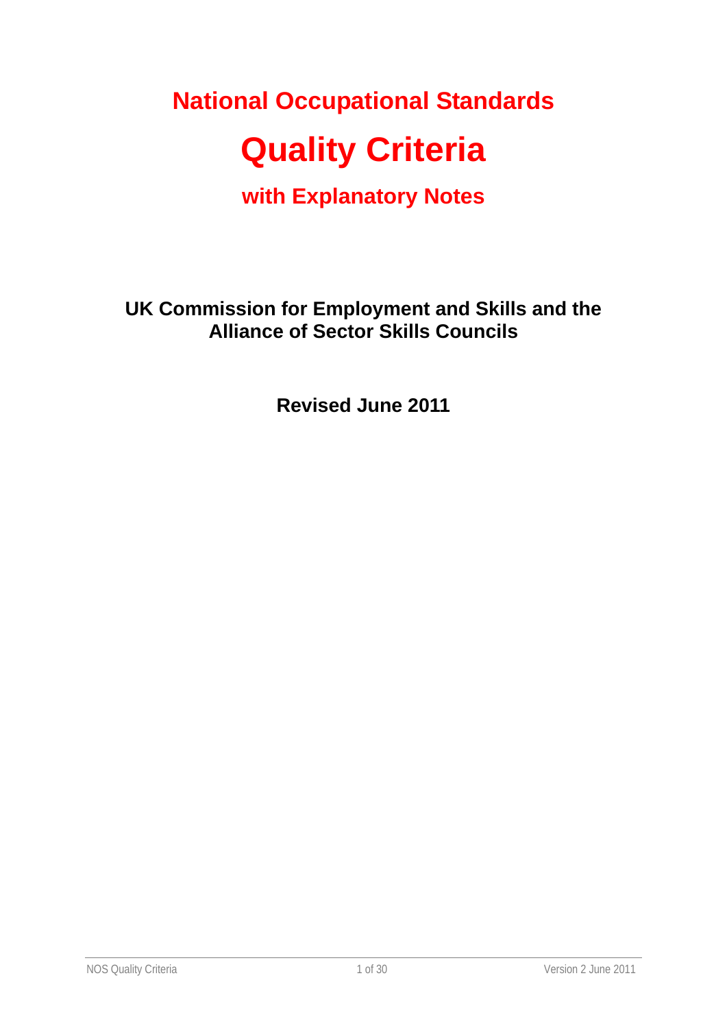# National Occupational Standards

# Quality Criteria

## with Explanatory Notes

**UK Commission for Employment and Skills and the Alliance of Sector Skills Councils**

**Revised June 2011**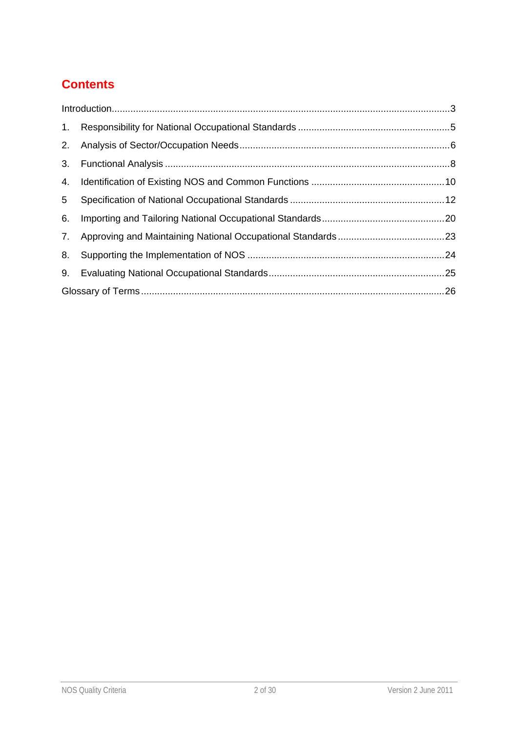# Contents

Introduction..............................................................................................................................3

1. Responsibility for National Occupational Standards .........................................................5
2. Analysis of Sector/Occupation Needs...............................................................................6
3. Functional Analysis ..........................................................................................................8
4. Identification of Existing NOS and Common Functions ..................................................10
5 Specification of National Occupational Standards ..........................................................12
6. Importing and Tailoring National Occupational Standards..............................................20
7. Approving and Maintaining National Occupational Standards ........................................23
8. Supporting the Implementation of NOS ..........................................................................24
9. Evaluating National Occupational Standards..................................................................25

Glossary of Terms .................................................................................................................26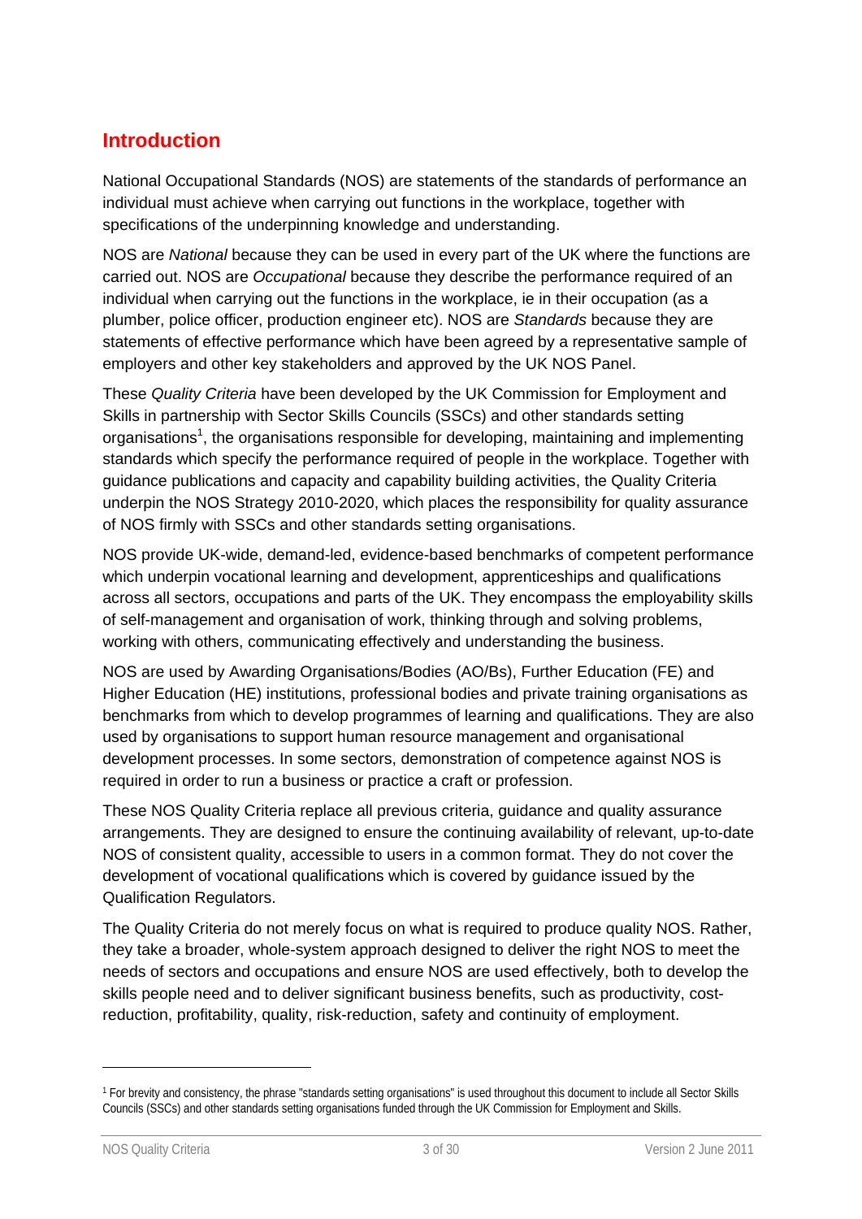# Introduction

National Occupational Standards (NOS) are statements of the standards of performance an individual must achieve when carrying out functions in the workplace, together with specifications of the underpinning knowledge and understanding.

NOS are *National* because they can be used in every part of the UK where the functions are carried out. NOS are *Occupational* because they describe the performance required of an individual when carrying out the functions in the workplace, ie in their occupation (as a plumber, police officer, production engineer etc). NOS are *Standards* because they are statements of effective performance which have been agreed by a representative sample of employers and other key stakeholders and approved by the UK NOS Panel.

These *Quality Criteria* have been developed by the UK Commission for Employment and Skills in partnership with Sector Skills Councils (SSCs) and other standards setting organisations[1], the organisations responsible for developing, maintaining and implementing standards which specify the performance required of people in the workplace. Together with guidance publications and capacity and capability building activities, the Quality Criteria underpin the NOS Strategy 2010-2020, which places the responsibility for quality assurance of NOS firmly with SSCs and other standards setting organisations.

NOS provide UK-wide, demand-led, evidence-based benchmarks of competent performance which underpin vocational learning and development, apprenticeships and qualifications across all sectors, occupations and parts of the UK. They encompass the employability skills of self-management and organisation of work, thinking through and solving problems, working with others, communicating effectively and understanding the business.

NOS are used by Awarding Organisations/Bodies (AO/Bs), Further Education (FE) and Higher Education (HE) institutions, professional bodies and private training organisations as benchmarks from which to develop programmes of learning and qualifications. They are also used by organisations to support human resource management and organisational development processes. In some sectors, demonstration of competence against NOS is required in order to run a business or practice a craft or profession.

These NOS Quality Criteria replace all previous criteria, guidance and quality assurance arrangements. They are designed to ensure the continuing availability of relevant, up-to-date NOS of consistent quality, accessible to users in a common format. They do not cover the development of vocational qualifications which is covered by guidance issued by the Qualification Regulators.

The Quality Criteria do not merely focus on what is required to produce quality NOS. Rather, they take a broader, whole-system approach designed to deliver the right NOS to meet the needs of sectors and occupations and ensure NOS are used effectively, both to develop the skills people need and to deliver significant business benefits, such as productivity, cost-reduction, profitability, quality, risk-reduction, safety and continuity of employment.

---

[1] For brevity and consistency, the phrase "standards setting organisations" is used throughout this document to include all Sector Skills Councils (SSCs) and other standards setting organisations funded through the UK Commission for Employment and Skills.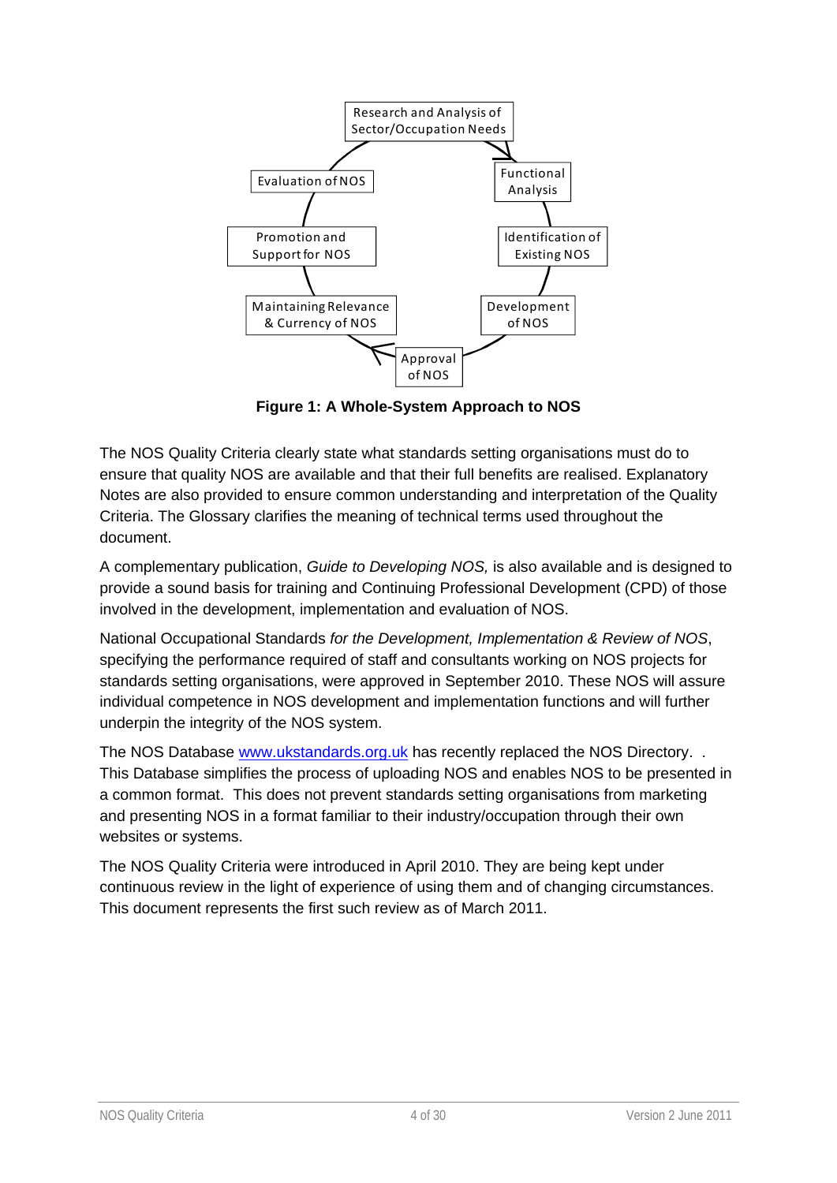Research and Analysis of Sector/Occupation Needs

Functional Analysis

Identification of Existing NOS

Development of NOS

Approval of NOS

Maintaining Relevance & Currency of NOS

Promotion and Support for NOS

Evaluation of NOS

**Figure 1: A Whole-System Approach to NOS**

The NOS Quality Criteria clearly state what standards setting organisations must do to ensure that quality NOS are available and that their full benefits are realised. Explanatory Notes are also provided to ensure common understanding and interpretation of the Quality Criteria. The Glossary clarifies the meaning of technical terms used throughout the document.

A complementary publication, *Guide to Developing NOS,* is also available and is designed to provide a sound basis for training and Continuing Professional Development (CPD) of those involved in the development, implementation and evaluation of NOS.

National Occupational Standards *for the Development, Implementation & Review of NOS*, specifying the performance required of staff and consultants working on NOS projects for standards setting organisations, were approved in September 2010. These NOS will assure individual competence in NOS development and implementation functions and will further underpin the integrity of the NOS system.

The NOS Database [www.ukstandards.org.uk](http://www.ukstandards.org.uk) has recently replaced the NOS Directory. . This Database simplifies the process of uploading NOS and enables NOS to be presented in a common format. This does not prevent standards setting organisations from marketing and presenting NOS in a format familiar to their industry/occupation through their own websites or systems.

The NOS Quality Criteria were introduced in April 2010. They are being kept under continuous review in the light of experience of using them and of changing circumstances. This document represents the first such review as of March 2011.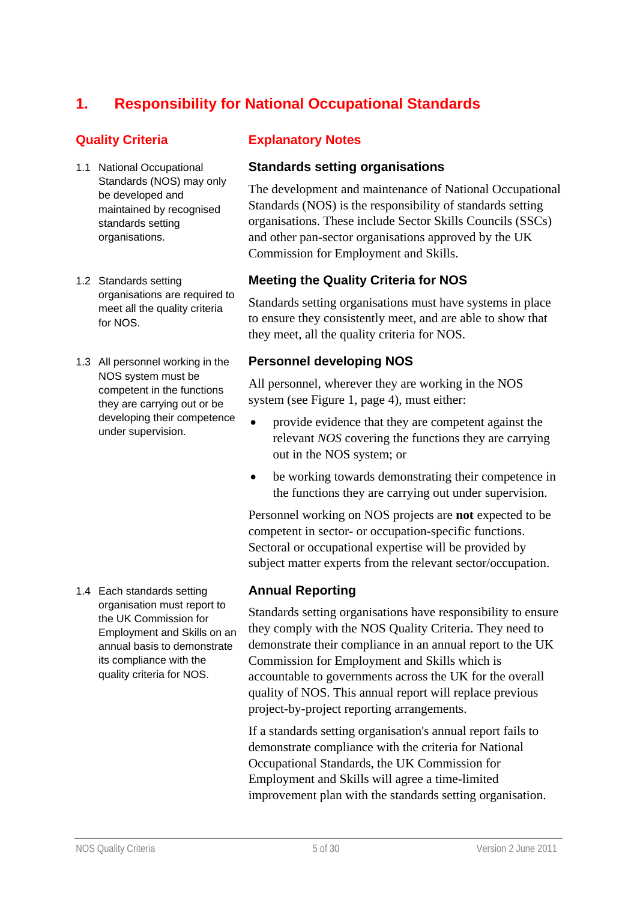# 1. Responsibility for National Occupational Standards

| Quality Criteria | Explanatory Notes |
|---|---|
| 1.1 National Occupational Standards (NOS) may only be developed and maintained by recognised standards setting organisations. | **Standards setting organisations**<br><br>The development and maintenance of National Occupational Standards (NOS) is the responsibility of standards setting organisations. These include Sector Skills Councils (SSCs) and other pan-sector organisations approved by the UK Commission for Employment and Skills. |
| 1.2 Standards setting organisations are required to meet all the quality criteria for NOS. | **Meeting the Quality Criteria for NOS**<br><br>Standards setting organisations must have systems in place to ensure they consistently meet, and are able to show that they meet, all the quality criteria for NOS. |
| 1.3 All personnel working in the NOS system must be competent in the functions they are carrying out or be developing their competence under supervision. | **Personnel developing NOS**<br><br>All personnel, wherever they are working in the NOS system (see Figure 1, page 4), must either:<br><br>• provide evidence that they are competent against the relevant *NOS* covering the functions they are carrying out in the NOS system; or<br><br>• be working towards demonstrating their competence in the functions they are carrying out under supervision.<br><br>Personnel working on NOS projects are **not** expected to be competent in sector- or occupation-specific functions. Sectoral or occupational expertise will be provided by subject matter experts from the relevant sector/occupation. |
| 1.4 Each standards setting organisation must report to the UK Commission for Employment and Skills on an annual basis to demonstrate its compliance with the quality criteria for NOS. | **Annual Reporting**<br><br>Standards setting organisations have responsibility to ensure they comply with the NOS Quality Criteria. They need to demonstrate their compliance in an annual report to the UK Commission for Employment and Skills which is accountable to governments across the UK for the overall quality of NOS. This annual report will replace previous project-by-project reporting arrangements.<br><br>If a standards setting organisation's annual report fails to demonstrate compliance with the criteria for National Occupational Standards, the UK Commission for Employment and Skills will agree a time-limited improvement plan with the standards setting organisation. |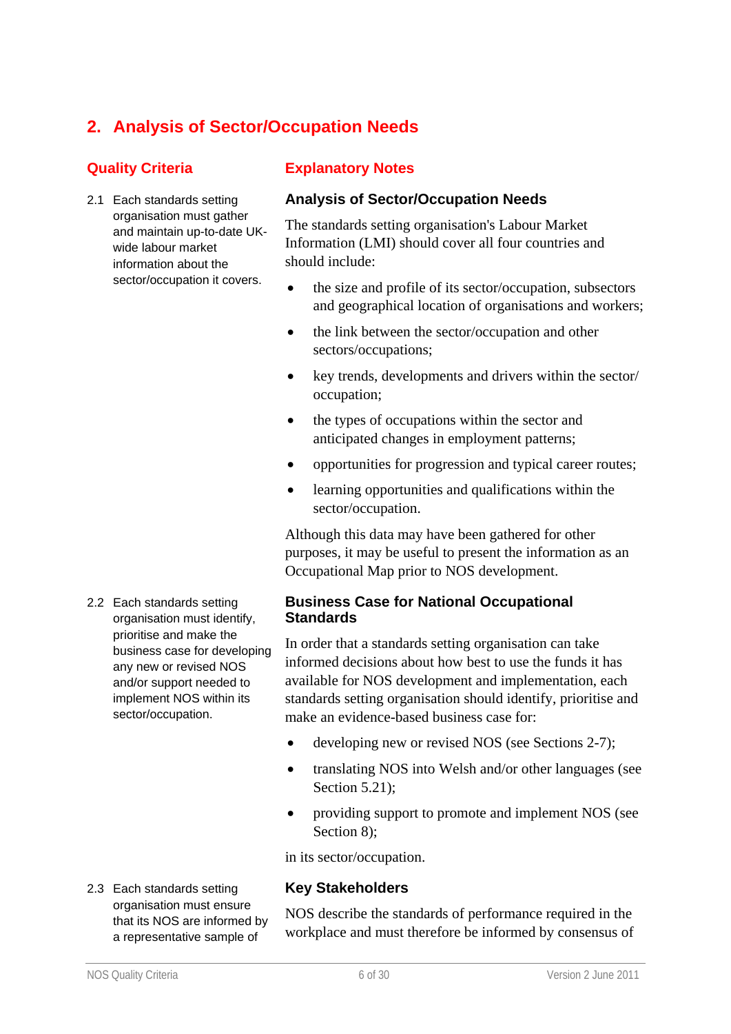# 2. Analysis of Sector/Occupation Needs

| Quality Criteria | Explanatory Notes |
|---|---|
| 2.1 Each standards setting organisation must gather and maintain up-to-date UK-wide labour market information about the sector/occupation it covers. | **Analysis of Sector/Occupation Needs**<br><br>The standards setting organisation's Labour Market Information (LMI) should cover all four countries and should include:<br><br>• the size and profile of its sector/occupation, subsectors and geographical location of organisations and workers;<br>• the link between the sector/occupation and other sectors/occupations;<br>• key trends, developments and drivers within the sector/occupation;<br>• the types of occupations within the sector and anticipated changes in employment patterns;<br>• opportunities for progression and typical career routes;<br>• learning opportunities and qualifications within the sector/occupation.<br><br>Although this data may have been gathered for other purposes, it may be useful to present the information as an Occupational Map prior to NOS development. |
| 2.2 Each standards setting organisation must identify, prioritise and make the business case for developing any new or revised NOS and/or support needed to implement NOS within its sector/occupation. | **Business Case for National Occupational Standards**<br><br>In order that a standards setting organisation can take informed decisions about how best to use the funds it has available for NOS development and implementation, each standards setting organisation should identify, prioritise and make an evidence-based business case for:<br><br>• developing new or revised NOS (see Sections 2-7);<br>• translating NOS into Welsh and/or other languages (see Section 5.21);<br>• providing support to promote and implement NOS (see Section 8);<br><br>in its sector/occupation. |
| 2.3 Each standards setting organisation must ensure that its NOS are informed by a representative sample of | **Key Stakeholders**<br><br>NOS describe the standards of performance required in the workplace and must therefore be informed by consensus of |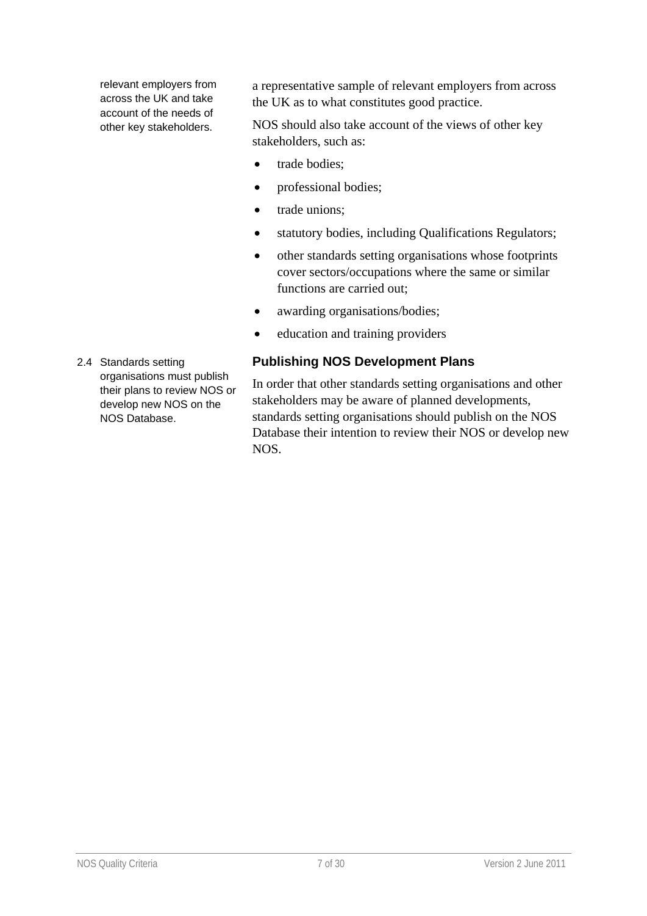relevant employers from across the UK and take account of the needs of other key stakeholders.

a representative sample of relevant employers from across the UK as to what constitutes good practice.

NOS should also take account of the views of other key stakeholders, such as:

- trade bodies;
- professional bodies;
- trade unions;
- statutory bodies, including Qualifications Regulators;
- other standards setting organisations whose footprints cover sectors/occupations where the same or similar functions are carried out;
- awarding organisations/bodies;
- education and training providers

2.4 Standards setting organisations must publish their plans to review NOS or develop new NOS on the NOS Database.

### Publishing NOS Development Plans

In order that other standards setting organisations and other stakeholders may be aware of planned developments, standards setting organisations should publish on the NOS Database their intention to review their NOS or develop new NOS.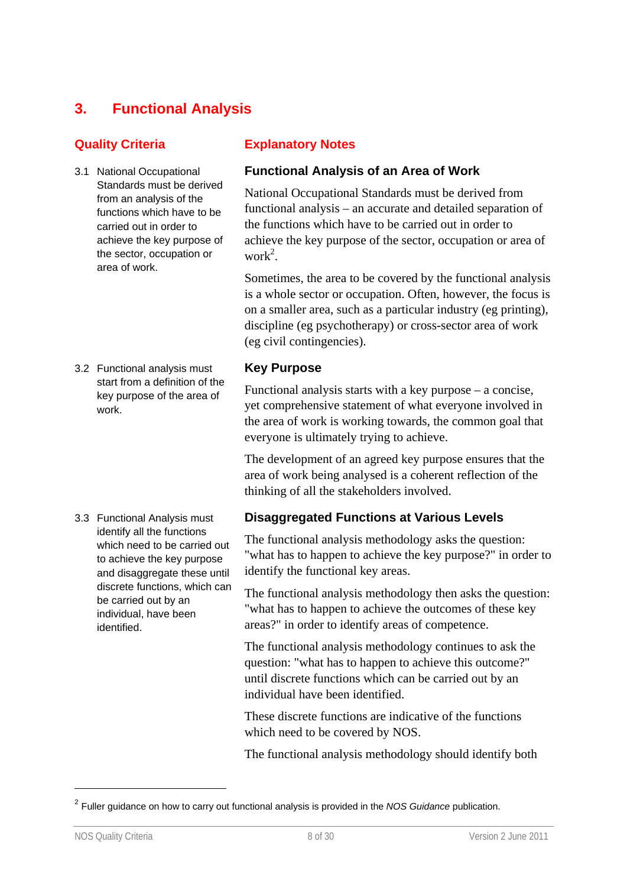# 3. Functional Analysis

## Quality Criteria

3.1 National Occupational Standards must be derived from an analysis of the functions which have to be carried out in order to achieve the key purpose of the sector, occupation or area of work.

3.2 Functional analysis must start from a definition of the key purpose of the area of work.

3.3 Functional Analysis must identify all the functions which need to be carried out to achieve the key purpose and disaggregate these until discrete functions, which can be carried out by an individual, have been identified.

## Explanatory Notes

### Functional Analysis of an Area of Work

National Occupational Standards must be derived from functional analysis – an accurate and detailed separation of the functions which have to be carried out in order to achieve the key purpose of the sector, occupation or area of work[2].

Sometimes, the area to be covered by the functional analysis is a whole sector or occupation. Often, however, the focus is on a smaller area, such as a particular industry (eg printing), discipline (eg psychotherapy) or cross-sector area of work (eg civil contingencies).

### Key Purpose

Functional analysis starts with a key purpose – a concise, yet comprehensive statement of what everyone involved in the area of work is working towards, the common goal that everyone is ultimately trying to achieve.

The development of an agreed key purpose ensures that the area of work being analysed is a coherent reflection of the thinking of all the stakeholders involved.

### Disaggregated Functions at Various Levels

The functional analysis methodology asks the question: "what has to happen to achieve the key purpose?" in order to identify the functional key areas.

The functional analysis methodology then asks the question: "what has to happen to achieve the outcomes of these key areas?" in order to identify areas of competence.

The functional analysis methodology continues to ask the question: "what has to happen to achieve this outcome?" until discrete functions which can be carried out by an individual have been identified.

These discrete functions are indicative of the functions which need to be covered by NOS.

The functional analysis methodology should identify both

---

[2] Fuller guidance on how to carry out functional analysis is provided in the *NOS Guidance* publication.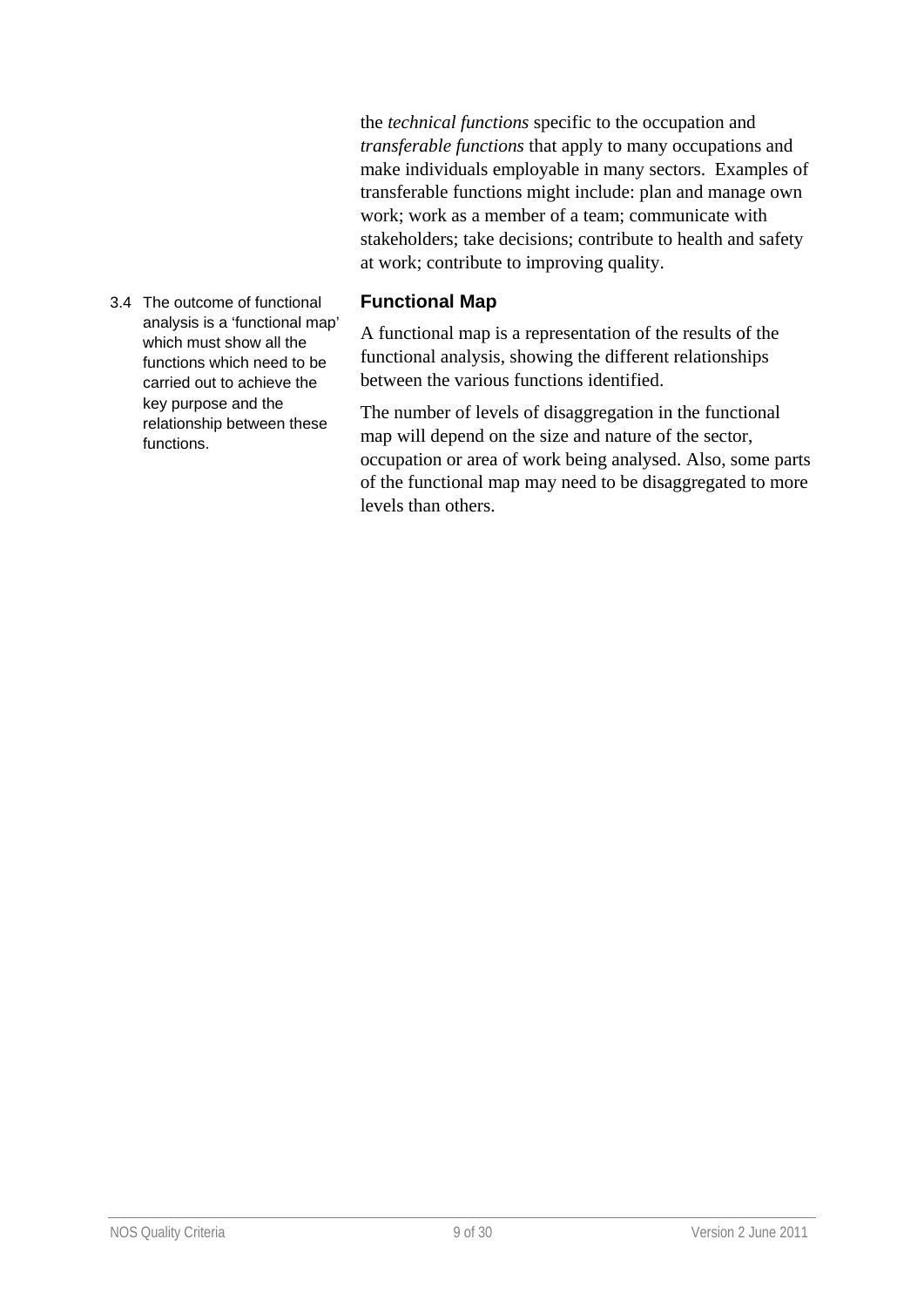the *technical functions* specific to the occupation and *transferable functions* that apply to many occupations and make individuals employable in many sectors.  Examples of transferable functions might include: plan and manage own work; work as a member of a team; communicate with stakeholders; take decisions; contribute to health and safety at work; contribute to improving quality.

3.4 The outcome of functional analysis is a 'functional map' which must show all the functions which need to be carried out to achieve the key purpose and the relationship between these functions.

## Functional Map

A functional map is a representation of the results of the functional analysis, showing the different relationships between the various functions identified.

The number of levels of disaggregation in the functional map will depend on the size and nature of the sector, occupation or area of work being analysed. Also, some parts of the functional map may need to be disaggregated to more levels than others.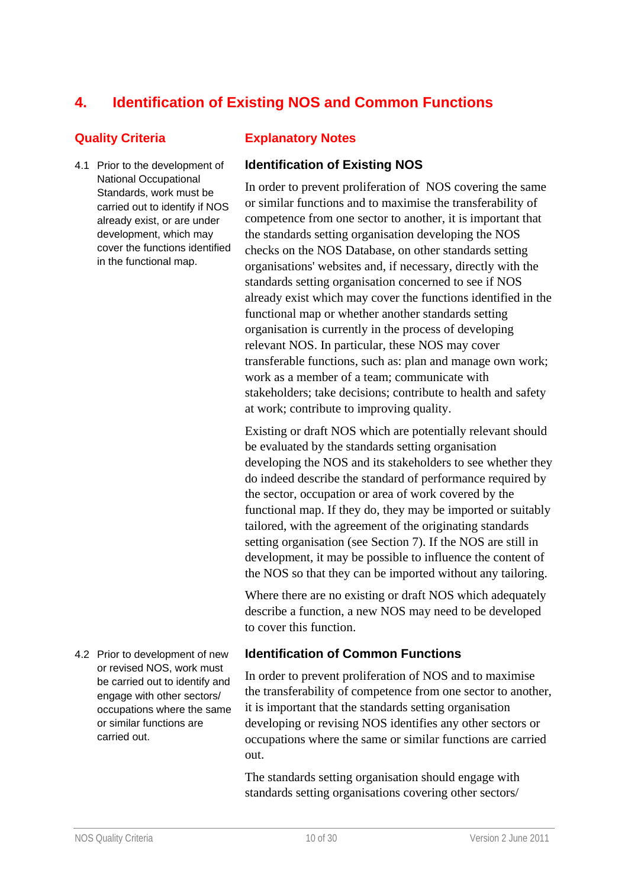# 4. Identification of Existing NOS and Common Functions

## Quality Criteria

4.1 Prior to the development of National Occupational Standards, work must be carried out to identify if NOS already exist, or are under development, which may cover the functions identified in the functional map.

## Explanatory Notes

### Identification of Existing NOS

In order to prevent proliferation of NOS covering the same or similar functions and to maximise the transferability of competence from one sector to another, it is important that the standards setting organisation developing the NOS checks on the NOS Database, on other standards setting organisations' websites and, if necessary, directly with the standards setting organisation concerned to see if NOS already exist which may cover the functions identified in the functional map or whether another standards setting organisation is currently in the process of developing relevant NOS. In particular, these NOS may cover transferable functions, such as: plan and manage own work; work as a member of a team; communicate with stakeholders; take decisions; contribute to health and safety at work; contribute to improving quality.

Existing or draft NOS which are potentially relevant should be evaluated by the standards setting organisation developing the NOS and its stakeholders to see whether they do indeed describe the standard of performance required by the sector, occupation or area of work covered by the functional map. If they do, they may be imported or suitably tailored, with the agreement of the originating standards setting organisation (see Section 7). If the NOS are still in development, it may be possible to influence the content of the NOS so that they can be imported without any tailoring.

Where there are no existing or draft NOS which adequately describe a function, a new NOS may need to be developed to cover this function.

4.2 Prior to development of new or revised NOS, work must be carried out to identify and engage with other sectors/ occupations where the same or similar functions are carried out.

### Identification of Common Functions

In order to prevent proliferation of NOS and to maximise the transferability of competence from one sector to another, it is important that the standards setting organisation developing or revising NOS identifies any other sectors or occupations where the same or similar functions are carried out.

The standards setting organisation should engage with standards setting organisations covering other sectors/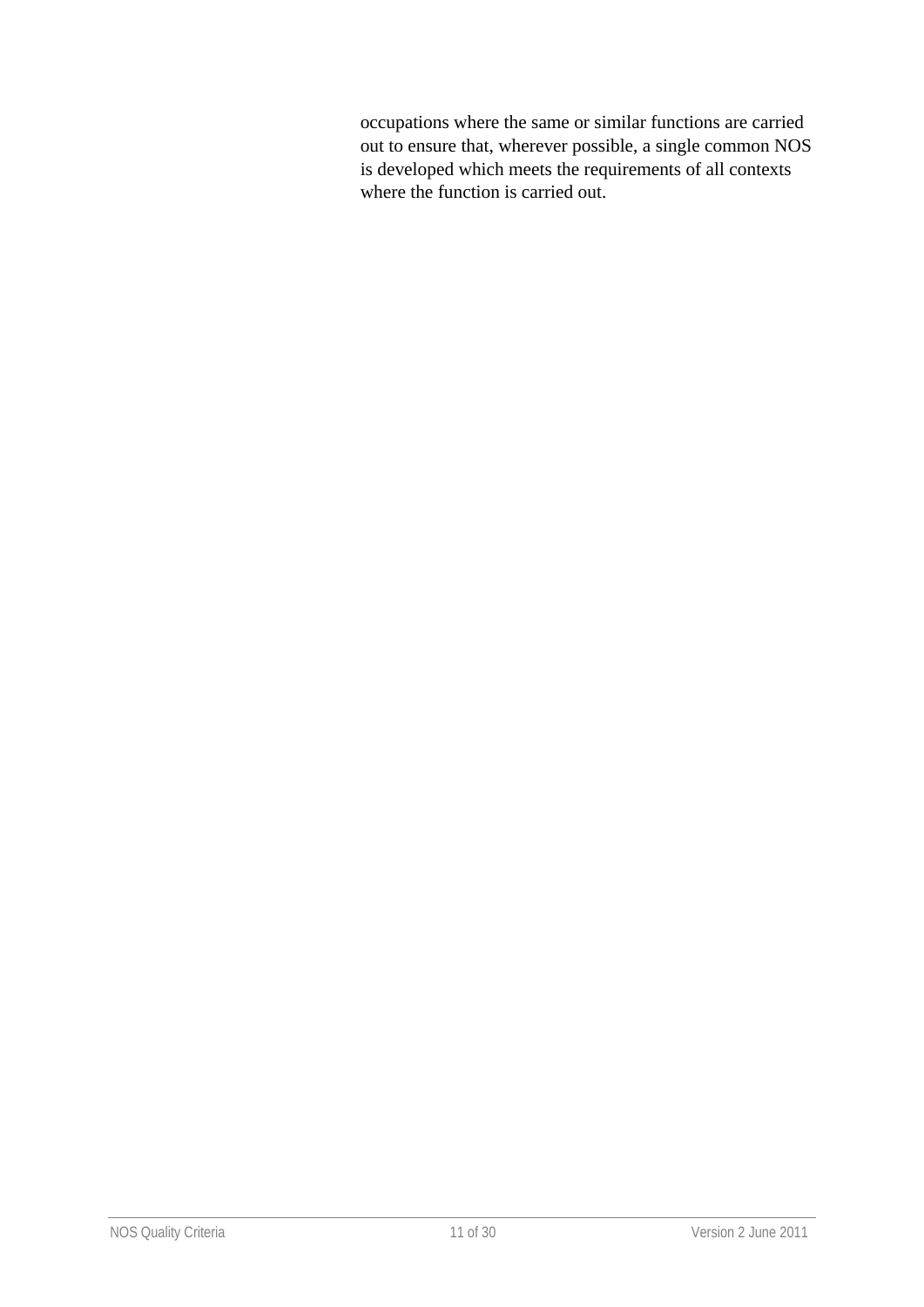occupations where the same or similar functions are carried out to ensure that, wherever possible, a single common NOS is developed which meets the requirements of all contexts where the function is carried out.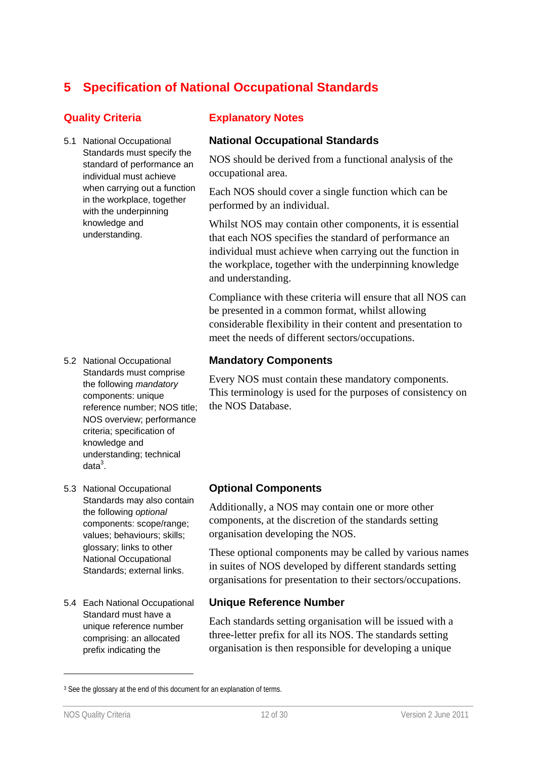# 5 Specification of National Occupational Standards

| Quality Criteria | Explanatory Notes |
|---|---|
| 5.1 National Occupational Standards must specify the standard of performance an individual must achieve when carrying out a function in the workplace, together with the underpinning knowledge and understanding. | **National Occupational Standards**<br><br>NOS should be derived from a functional analysis of the occupational area.<br><br>Each NOS should cover a single function which can be performed by an individual.<br><br>Whilst NOS may contain other components, it is essential that each NOS specifies the standard of performance an individual must achieve when carrying out the function in the workplace, together with the underpinning knowledge and understanding.<br><br>Compliance with these criteria will ensure that all NOS can be presented in a common format, whilst allowing considerable flexibility in their content and presentation to meet the needs of different sectors/occupations. |
| 5.2 National Occupational Standards must comprise the following *mandatory* components: unique reference number; NOS title; NOS overview; performance criteria; specification of knowledge and understanding; technical data[3]. | **Mandatory Components**<br><br>Every NOS must contain these mandatory components. This terminology is used for the purposes of consistency on the NOS Database. |
| 5.3 National Occupational Standards may also contain the following *optional* components: scope/range; values; behaviours; skills; glossary; links to other National Occupational Standards; external links. | **Optional Components**<br><br>Additionally, a NOS may contain one or more other components, at the discretion of the standards setting organisation developing the NOS.<br><br>These optional components may be called by various names in suites of NOS developed by different standards setting organisations for presentation to their sectors/occupations. |
| 5.4 Each National Occupational Standard must have a unique reference number comprising: an allocated prefix indicating the | **Unique Reference Number**<br><br>Each standards setting organisation will be issued with a three-letter prefix for all its NOS. The standards setting organisation is then responsible for developing a unique |

[3] See the glossary at the end of this document for an explanation of terms.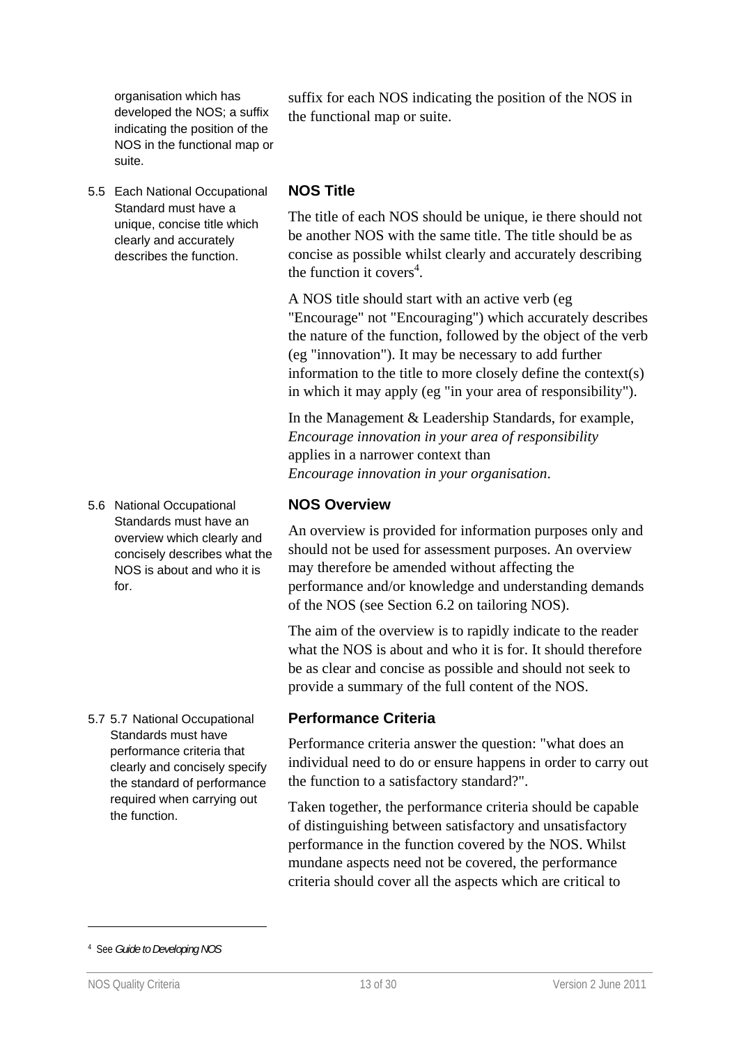organisation which has developed the NOS; a suffix indicating the position of the NOS in the functional map or suite.

suffix for each NOS indicating the position of the NOS in the functional map or suite.

5.5 Each National Occupational Standard must have a unique, concise title which clearly and accurately describes the function.

### NOS Title

The title of each NOS should be unique, ie there should not be another NOS with the same title. The title should be as concise as possible whilst clearly and accurately describing the function it covers[4].

A NOS title should start with an active verb (eg "Encourage" not "Encouraging") which accurately describes the nature of the function, followed by the object of the verb (eg "innovation"). It may be necessary to add further information to the title to more closely define the context(s) in which it may apply (eg "in your area of responsibility").

In the Management & Leadership Standards, for example, *Encourage innovation in your area of responsibility* applies in a narrower context than *Encourage innovation in your organisation*.

5.6 National Occupational Standards must have an overview which clearly and concisely describes what the NOS is about and who it is for.

### NOS Overview

An overview is provided for information purposes only and should not be used for assessment purposes. An overview may therefore be amended without affecting the performance and/or knowledge and understanding demands of the NOS (see Section 6.2 on tailoring NOS).

The aim of the overview is to rapidly indicate to the reader what the NOS is about and who it is for. It should therefore be as clear and concise as possible and should not seek to provide a summary of the full content of the NOS.

5.7 5.7 National Occupational Standards must have performance criteria that clearly and concisely specify the standard of performance required when carrying out the function.

### Performance Criteria

Performance criteria answer the question: "what does an individual need to do or ensure happens in order to carry out the function to a satisfactory standard?".

Taken together, the performance criteria should be capable of distinguishing between satisfactory and unsatisfactory performance in the function covered by the NOS. Whilst mundane aspects need not be covered, the performance criteria should cover all the aspects which are critical to

---

[4] See *Guide to Developing NOS*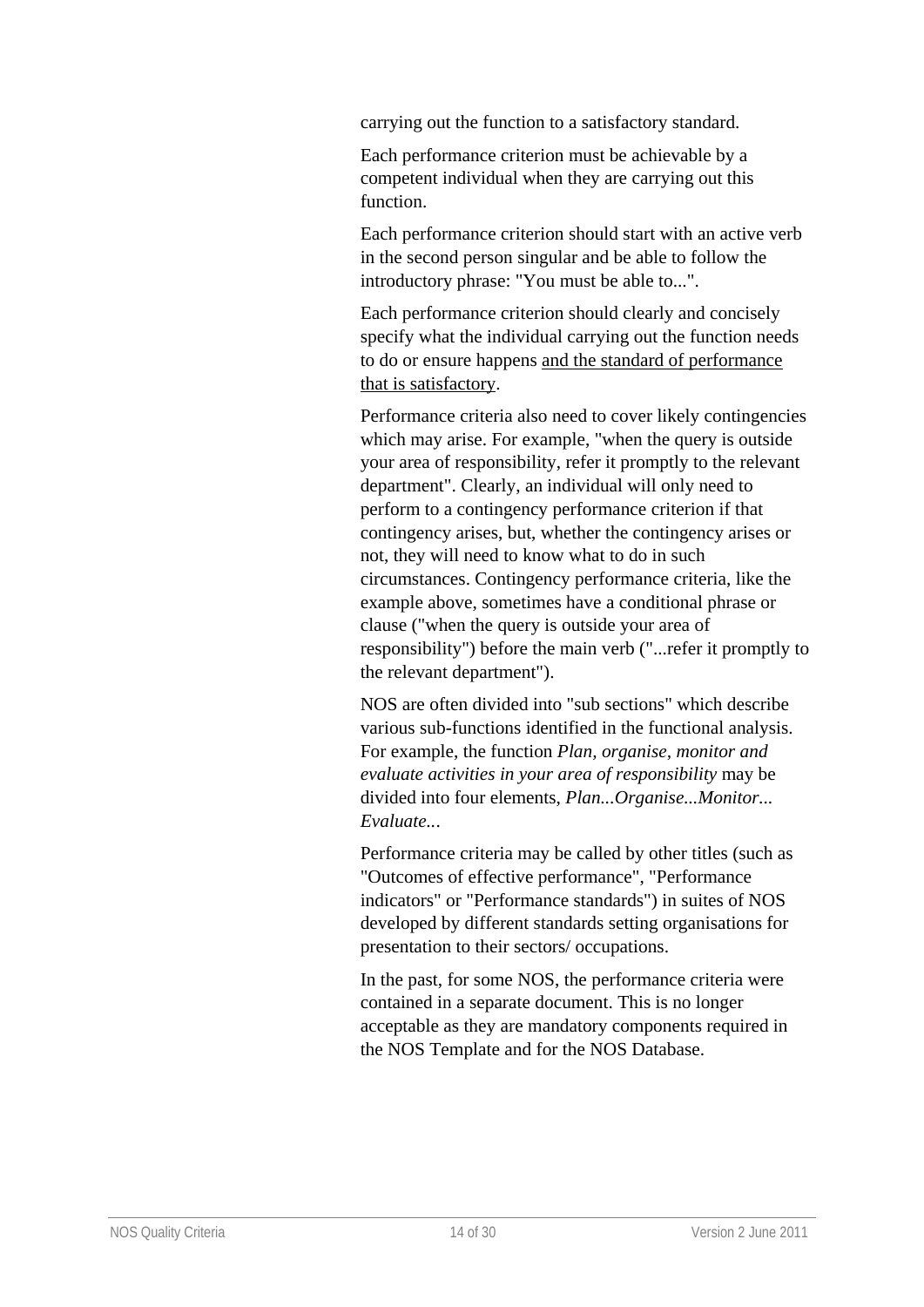carrying out the function to a satisfactory standard.

Each performance criterion must be achievable by a competent individual when they are carrying out this function.

Each performance criterion should start with an active verb in the second person singular and be able to follow the introductory phrase: "You must be able to...".

Each performance criterion should clearly and concisely specify what the individual carrying out the function needs to do or ensure happens <u>and the standard of performance that is satisfactory</u>.

Performance criteria also need to cover likely contingencies which may arise. For example, "when the query is outside your area of responsibility, refer it promptly to the relevant department". Clearly, an individual will only need to perform to a contingency performance criterion if that contingency arises, but, whether the contingency arises or not, they will need to know what to do in such circumstances. Contingency performance criteria, like the example above, sometimes have a conditional phrase or clause ("when the query is outside your area of responsibility") before the main verb ("...refer it promptly to the relevant department").

NOS are often divided into "sub sections" which describe various sub-functions identified in the functional analysis. For example, the function *Plan, organise, monitor and evaluate activities in your area of responsibility* may be divided into four elements, *Plan...Organise...Monitor... Evaluate...*

Performance criteria may be called by other titles (such as "Outcomes of effective performance", "Performance indicators" or "Performance standards") in suites of NOS developed by different standards setting organisations for presentation to their sectors/ occupations.

In the past, for some NOS, the performance criteria were contained in a separate document. This is no longer acceptable as they are mandatory components required in the NOS Template and for the NOS Database.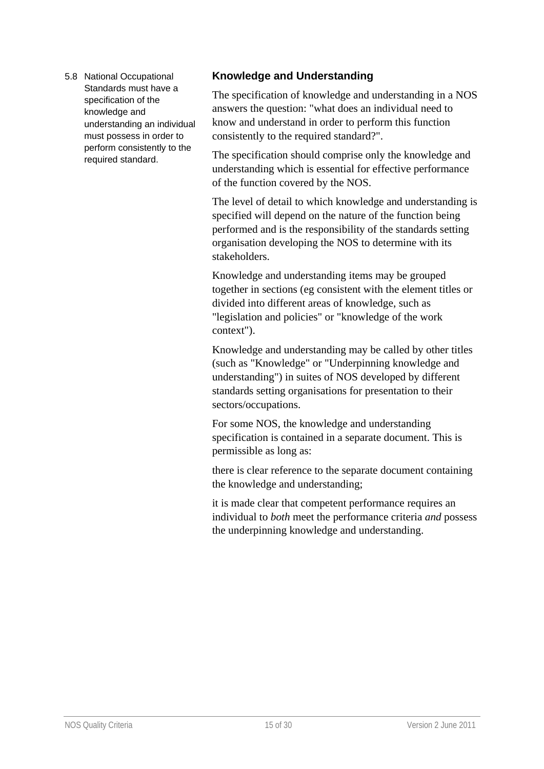5.8 National Occupational Standards must have a specification of the knowledge and understanding an individual must possess in order to perform consistently to the required standard.

### Knowledge and Understanding

The specification of knowledge and understanding in a NOS answers the question: "what does an individual need to know and understand in order to perform this function consistently to the required standard?".

The specification should comprise only the knowledge and understanding which is essential for effective performance of the function covered by the NOS.

The level of detail to which knowledge and understanding is specified will depend on the nature of the function being performed and is the responsibility of the standards setting organisation developing the NOS to determine with its stakeholders.

Knowledge and understanding items may be grouped together in sections (eg consistent with the element titles or divided into different areas of knowledge, such as "legislation and policies" or "knowledge of the work context").

Knowledge and understanding may be called by other titles (such as "Knowledge" or "Underpinning knowledge and understanding") in suites of NOS developed by different standards setting organisations for presentation to their sectors/occupations.

For some NOS, the knowledge and understanding specification is contained in a separate document. This is permissible as long as:

there is clear reference to the separate document containing the knowledge and understanding;

it is made clear that competent performance requires an individual to *both* meet the performance criteria *and* possess the underpinning knowledge and understanding.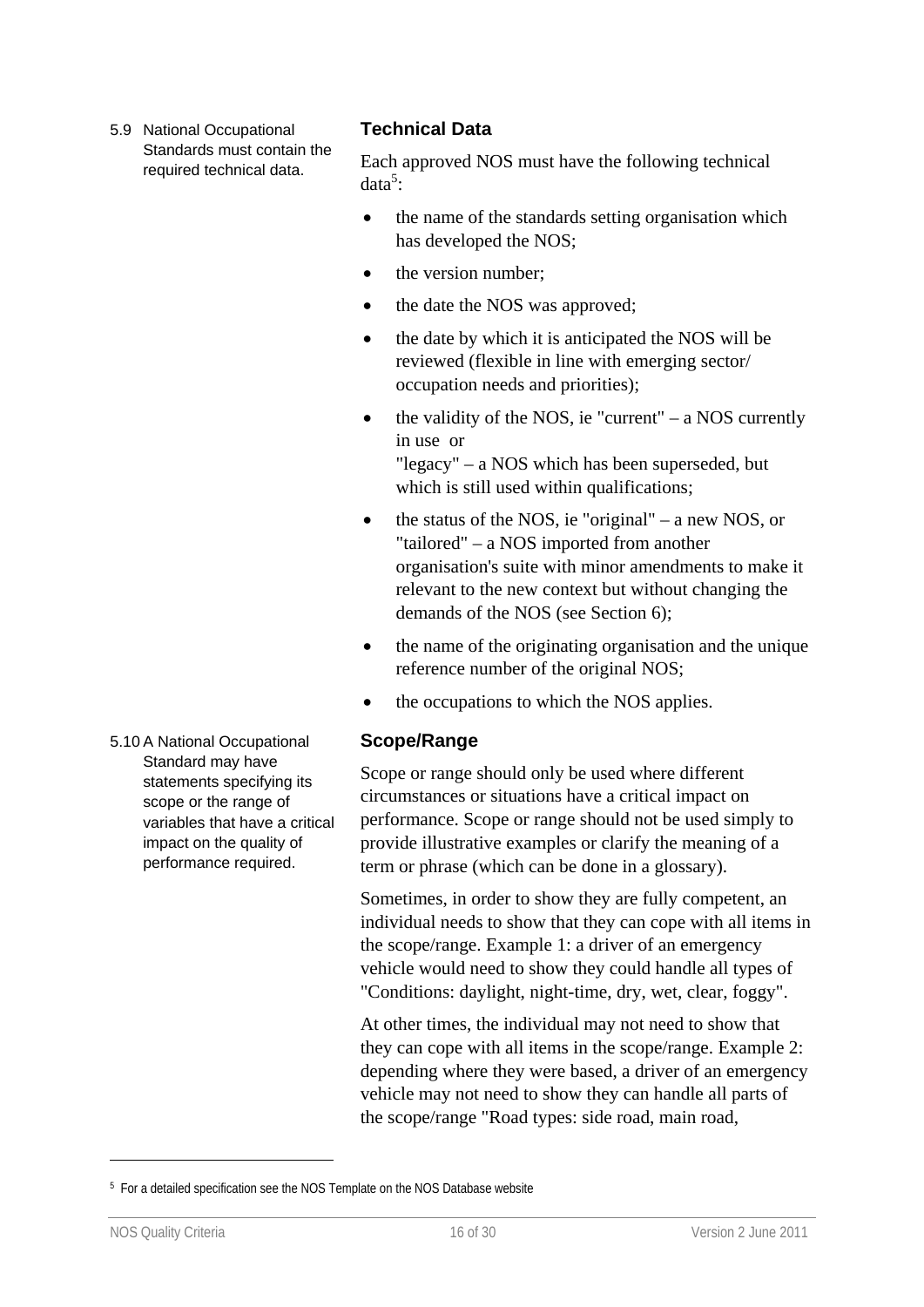5.9 National Occupational Standards must contain the required technical data.

### Technical Data

Each approved NOS must have the following technical data[5]:

- the name of the standards setting organisation which has developed the NOS;
- the version number;
- the date the NOS was approved;
- the date by which it is anticipated the NOS will be reviewed (flexible in line with emerging sector/ occupation needs and priorities);
- the validity of the NOS, ie "current" – a NOS currently in use or
  "legacy" – a NOS which has been superseded, but which is still used within qualifications;
- the status of the NOS, ie "original" – a new NOS, or "tailored" – a NOS imported from another organisation's suite with minor amendments to make it relevant to the new context but without changing the demands of the NOS (see Section 6);
- the name of the originating organisation and the unique reference number of the original NOS;
- the occupations to which the NOS applies.

5.10 A National Occupational Standard may have statements specifying its scope or the range of variables that have a critical impact on the quality of performance required.

### Scope/Range

Scope or range should only be used where different circumstances or situations have a critical impact on performance. Scope or range should not be used simply to provide illustrative examples or clarify the meaning of a term or phrase (which can be done in a glossary).

Sometimes, in order to show they are fully competent, an individual needs to show that they can cope with all items in the scope/range. Example 1: a driver of an emergency vehicle would need to show they could handle all types of "Conditions: daylight, night-time, dry, wet, clear, foggy".

At other times, the individual may not need to show that they can cope with all items in the scope/range. Example 2: depending where they were based, a driver of an emergency vehicle may not need to show they can handle all parts of the scope/range "Road types: side road, main road,

---

[5] For a detailed specification see the NOS Template on the NOS Database website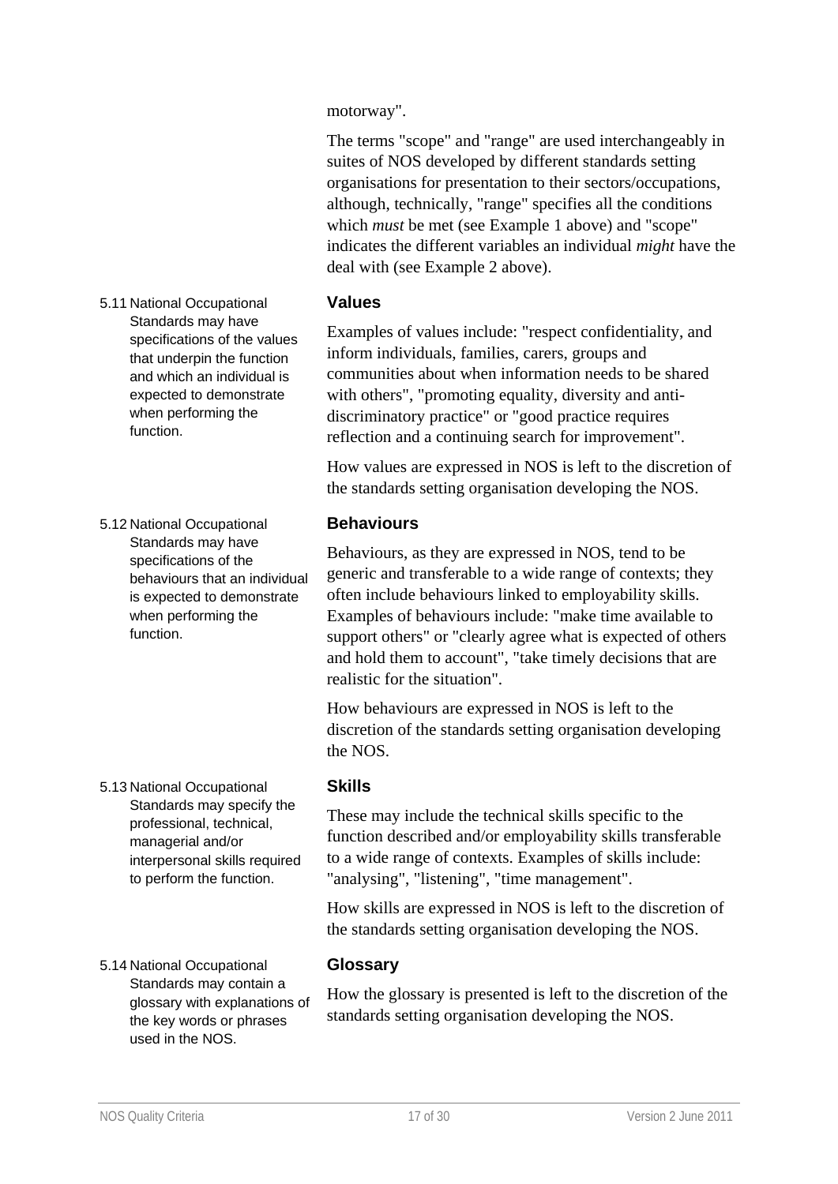motorway".

The terms "scope" and "range" are used interchangeably in suites of NOS developed by different standards setting organisations for presentation to their sectors/occupations, although, technically, "range" specifies all the conditions which *must* be met (see Example 1 above) and "scope" indicates the different variables an individual *might* have the deal with (see Example 2 above).

5.11 National Occupational Standards may have specifications of the values that underpin the function and which an individual is expected to demonstrate when performing the function.

### Values

Examples of values include: "respect confidentiality, and inform individuals, families, carers, groups and communities about when information needs to be shared with others", "promoting equality, diversity and anti-discriminatory practice" or "good practice requires reflection and a continuing search for improvement".

How values are expressed in NOS is left to the discretion of the standards setting organisation developing the NOS.

5.12 National Occupational Standards may have specifications of the behaviours that an individual is expected to demonstrate when performing the function.

### Behaviours

Behaviours, as they are expressed in NOS, tend to be generic and transferable to a wide range of contexts; they often include behaviours linked to employability skills. Examples of behaviours include: "make time available to support others" or "clearly agree what is expected of others and hold them to account", "take timely decisions that are realistic for the situation".

How behaviours are expressed in NOS is left to the discretion of the standards setting organisation developing the NOS.

5.13 National Occupational Standards may specify the professional, technical, managerial and/or interpersonal skills required to perform the function.

### Skills

These may include the technical skills specific to the function described and/or employability skills transferable to a wide range of contexts. Examples of skills include: "analysing", "listening", "time management".

How skills are expressed in NOS is left to the discretion of the standards setting organisation developing the NOS.

5.14 National Occupational Standards may contain a glossary with explanations of the key words or phrases used in the NOS.

### Glossary

How the glossary is presented is left to the discretion of the standards setting organisation developing the NOS.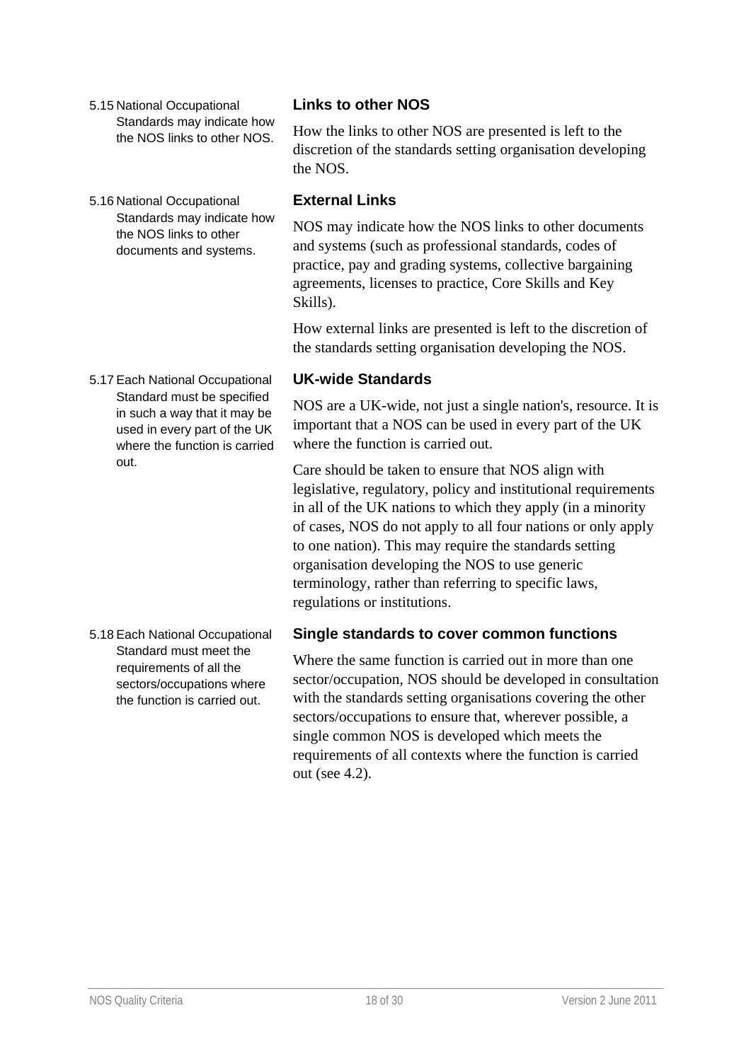5.15 National Occupational Standards may indicate how the NOS links to other NOS.

### Links to other NOS

How the links to other NOS are presented is left to the discretion of the standards setting organisation developing the NOS.

5.16 National Occupational Standards may indicate how the NOS links to other documents and systems.

### External Links

NOS may indicate how the NOS links to other documents and systems (such as professional standards, codes of practice, pay and grading systems, collective bargaining agreements, licenses to practice, Core Skills and Key Skills).

How external links are presented is left to the discretion of the standards setting organisation developing the NOS.

5.17 Each National Occupational Standard must be specified in such a way that it may be used in every part of the UK where the function is carried out.

### UK-wide Standards

NOS are a UK-wide, not just a single nation's, resource. It is important that a NOS can be used in every part of the UK where the function is carried out.

Care should be taken to ensure that NOS align with legislative, regulatory, policy and institutional requirements in all of the UK nations to which they apply (in a minority of cases, NOS do not apply to all four nations or only apply to one nation). This may require the standards setting organisation developing the NOS to use generic terminology, rather than referring to specific laws, regulations or institutions.

5.18 Each National Occupational Standard must meet the requirements of all the sectors/occupations where the function is carried out.

### Single standards to cover common functions

Where the same function is carried out in more than one sector/occupation, NOS should be developed in consultation with the standards setting organisations covering the other sectors/occupations to ensure that, wherever possible, a single common NOS is developed which meets the requirements of all contexts where the function is carried out (see 4.2).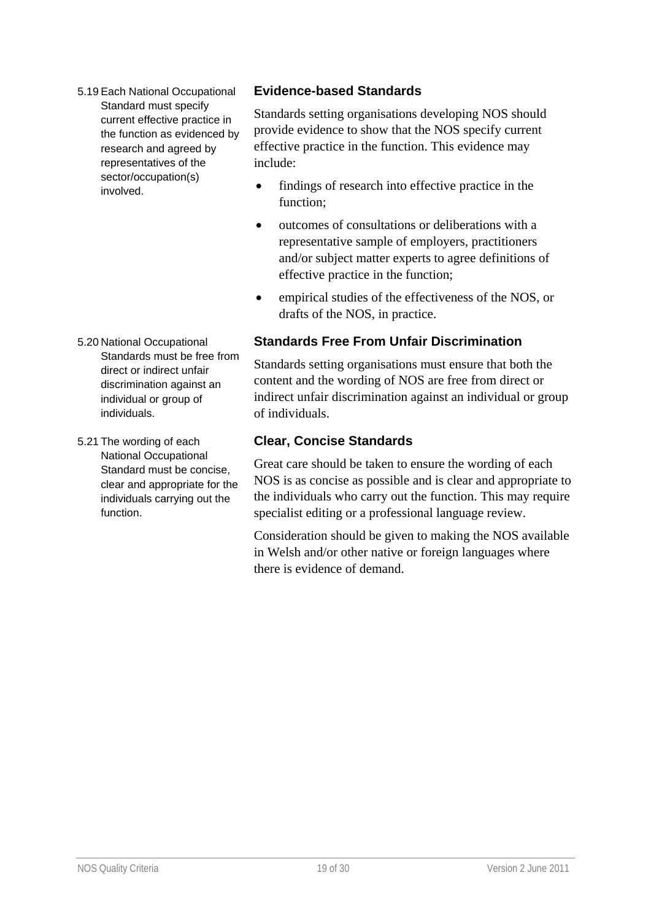5.19 Each National Occupational Standard must specify current effective practice in the function as evidenced by research and agreed by representatives of the sector/occupation(s) involved.

### Evidence-based Standards

Standards setting organisations developing NOS should provide evidence to show that the NOS specify current effective practice in the function. This evidence may include:

- findings of research into effective practice in the function;
- outcomes of consultations or deliberations with a representative sample of employers, practitioners and/or subject matter experts to agree definitions of effective practice in the function;
- empirical studies of the effectiveness of the NOS, or drafts of the NOS, in practice.

5.20 National Occupational Standards must be free from direct or indirect unfair discrimination against an individual or group of individuals.

### Standards Free From Unfair Discrimination

Standards setting organisations must ensure that both the content and the wording of NOS are free from direct or indirect unfair discrimination against an individual or group of individuals.

5.21 The wording of each National Occupational Standard must be concise, clear and appropriate for the individuals carrying out the function.

### Clear, Concise Standards

Great care should be taken to ensure the wording of each NOS is as concise as possible and is clear and appropriate to the individuals who carry out the function. This may require specialist editing or a professional language review.

Consideration should be given to making the NOS available in Welsh and/or other native or foreign languages where there is evidence of demand.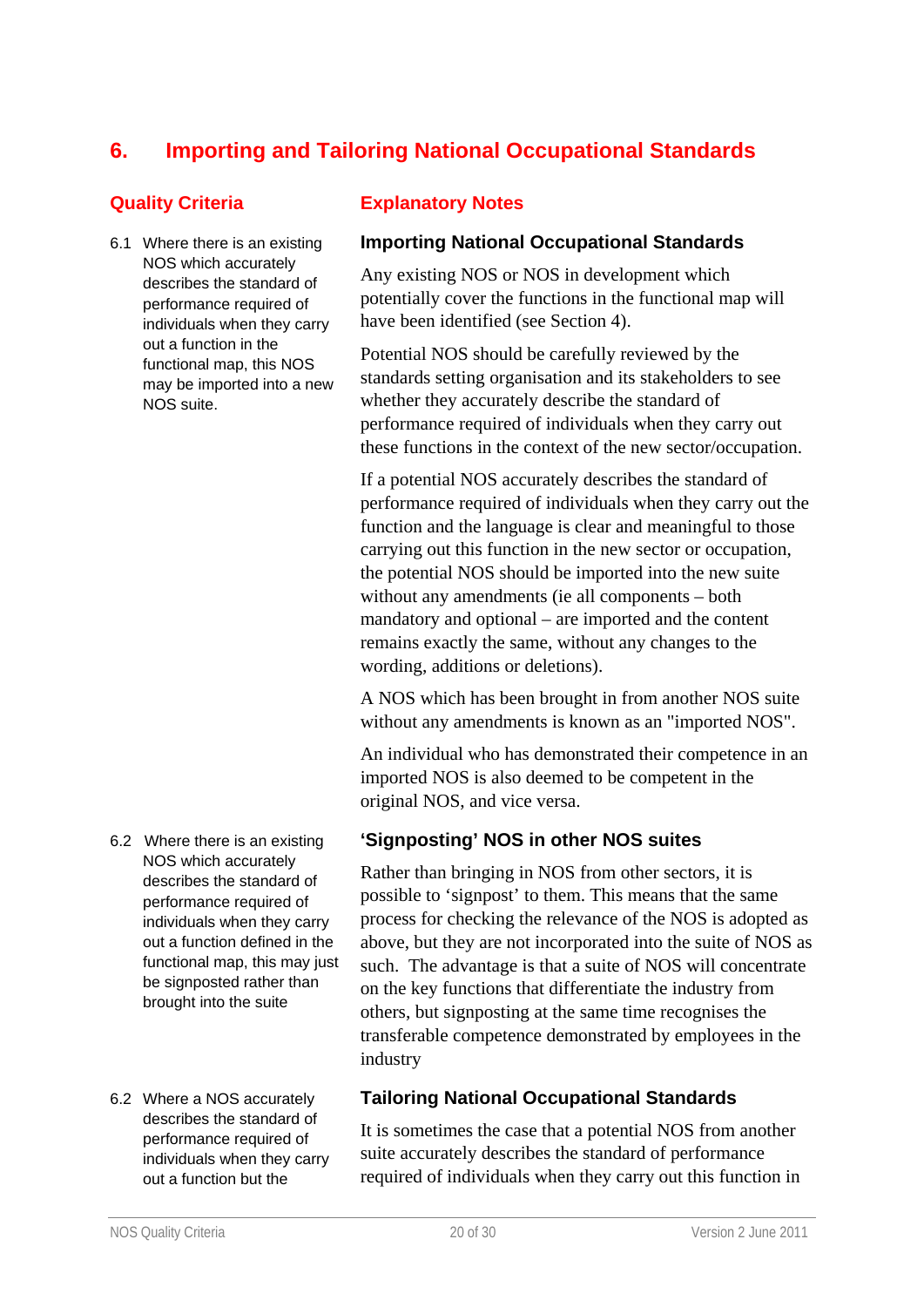# 6. Importing and Tailoring National Occupational Standards

## Quality Criteria

6.1 Where there is an existing NOS which accurately describes the standard of performance required of individuals when they carry out a function in the functional map, this NOS may be imported into a new NOS suite.

## Explanatory Notes

### Importing National Occupational Standards

Any existing NOS or NOS in development which potentially cover the functions in the functional map will have been identified (see Section 4).

Potential NOS should be carefully reviewed by the standards setting organisation and its stakeholders to see whether they accurately describe the standard of performance required of individuals when they carry out these functions in the context of the new sector/occupation.

If a potential NOS accurately describes the standard of performance required of individuals when they carry out the function and the language is clear and meaningful to those carrying out this function in the new sector or occupation, the potential NOS should be imported into the new suite without any amendments (ie all components – both mandatory and optional – are imported and the content remains exactly the same, without any changes to the wording, additions or deletions).

A NOS which has been brought in from another NOS suite without any amendments is known as an "imported NOS".

An individual who has demonstrated their competence in an imported NOS is also deemed to be competent in the original NOS, and vice versa.

6.2 Where there is an existing NOS which accurately describes the standard of performance required of individuals when they carry out a function defined in the functional map, this may just be signposted rather than brought into the suite

### 'Signposting' NOS in other NOS suites

Rather than bringing in NOS from other sectors, it is possible to 'signpost' to them. This means that the same process for checking the relevance of the NOS is adopted as above, but they are not incorporated into the suite of NOS as such. The advantage is that a suite of NOS will concentrate on the key functions that differentiate the industry from others, but signposting at the same time recognises the transferable competence demonstrated by employees in the industry

6.2 Where a NOS accurately describes the standard of performance required of individuals when they carry out a function but the

### Tailoring National Occupational Standards

It is sometimes the case that a potential NOS from another suite accurately describes the standard of performance required of individuals when they carry out this function in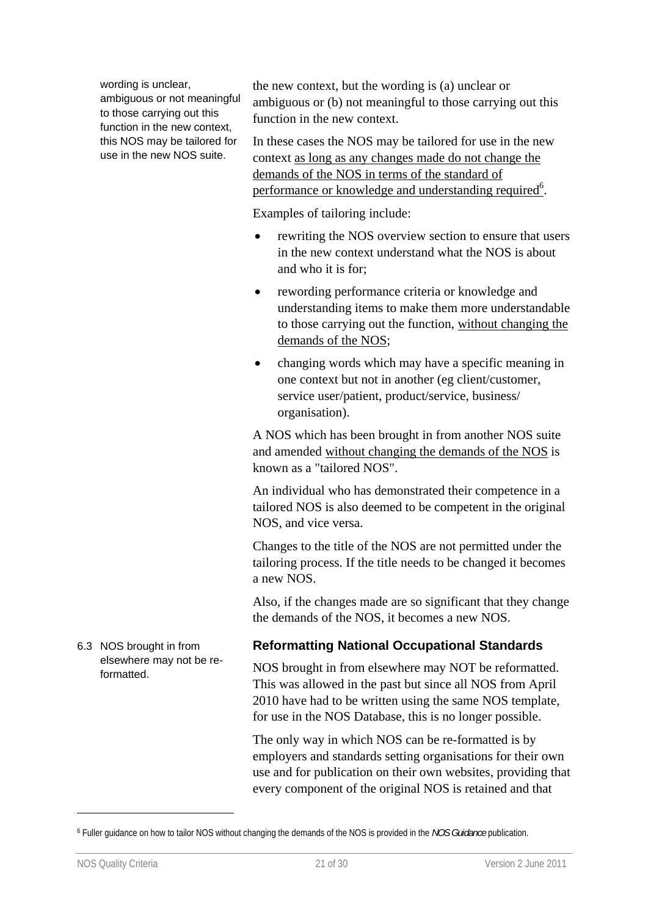wording is unclear, ambiguous or not meaningful to those carrying out this function in the new context, this NOS may be tailored for use in the new NOS suite.

the new context, but the wording is (a) unclear or ambiguous or (b) not meaningful to those carrying out this function in the new context.

In these cases the NOS may be tailored for use in the new context as long as any changes made do not change the demands of the NOS in terms of the standard of performance or knowledge and understanding required[6].

Examples of tailoring include:

- rewriting the NOS overview section to ensure that users in the new context understand what the NOS is about and who it is for;
- rewording performance criteria or knowledge and understanding items to make them more understandable to those carrying out the function, without changing the demands of the NOS;
- changing words which may have a specific meaning in one context but not in another (eg client/customer, service user/patient, product/service, business/ organisation).

A NOS which has been brought in from another NOS suite and amended without changing the demands of the NOS is known as a "tailored NOS".

An individual who has demonstrated their competence in a tailored NOS is also deemed to be competent in the original NOS, and vice versa.

Changes to the title of the NOS are not permitted under the tailoring process. If the title needs to be changed it becomes a new NOS.

Also, if the changes made are so significant that they change the demands of the NOS, it becomes a new NOS.

6.3 NOS brought in from elsewhere may not be re-formatted.

### Reformatting National Occupational Standards

NOS brought in from elsewhere may NOT be reformatted. This was allowed in the past but since all NOS from April 2010 have had to be written using the same NOS template, for use in the NOS Database, this is no longer possible.

The only way in which NOS can be re-formatted is by employers and standards setting organisations for their own use and for publication on their own websites, providing that every component of the original NOS is retained and that

[6] Fuller guidance on how to tailor NOS without changing the demands of the NOS is provided in the *NOS Guidance* publication.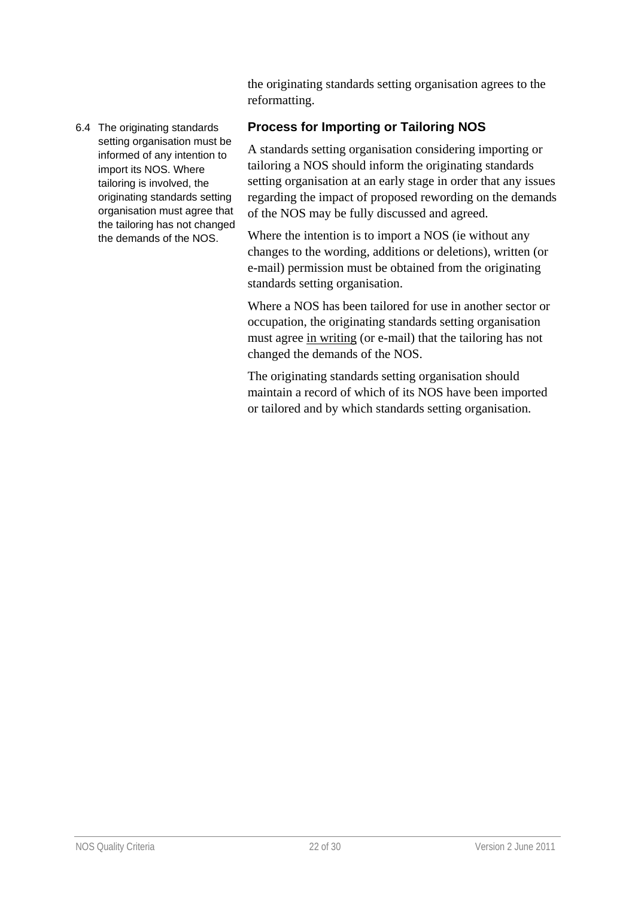the originating standards setting organisation agrees to the reformatting.

6.4 The originating standards setting organisation must be informed of any intention to import its NOS. Where tailoring is involved, the originating standards setting organisation must agree that the tailoring has not changed the demands of the NOS.

### Process for Importing or Tailoring NOS

A standards setting organisation considering importing or tailoring a NOS should inform the originating standards setting organisation at an early stage in order that any issues regarding the impact of proposed rewording on the demands of the NOS may be fully discussed and agreed.

Where the intention is to import a NOS (ie without any changes to the wording, additions or deletions), written (or e-mail) permission must be obtained from the originating standards setting organisation.

Where a NOS has been tailored for use in another sector or occupation, the originating standards setting organisation must agree <u>in writing</u> (or e-mail) that the tailoring has not changed the demands of the NOS.

The originating standards setting organisation should maintain a record of which of its NOS have been imported or tailored and by which standards setting organisation.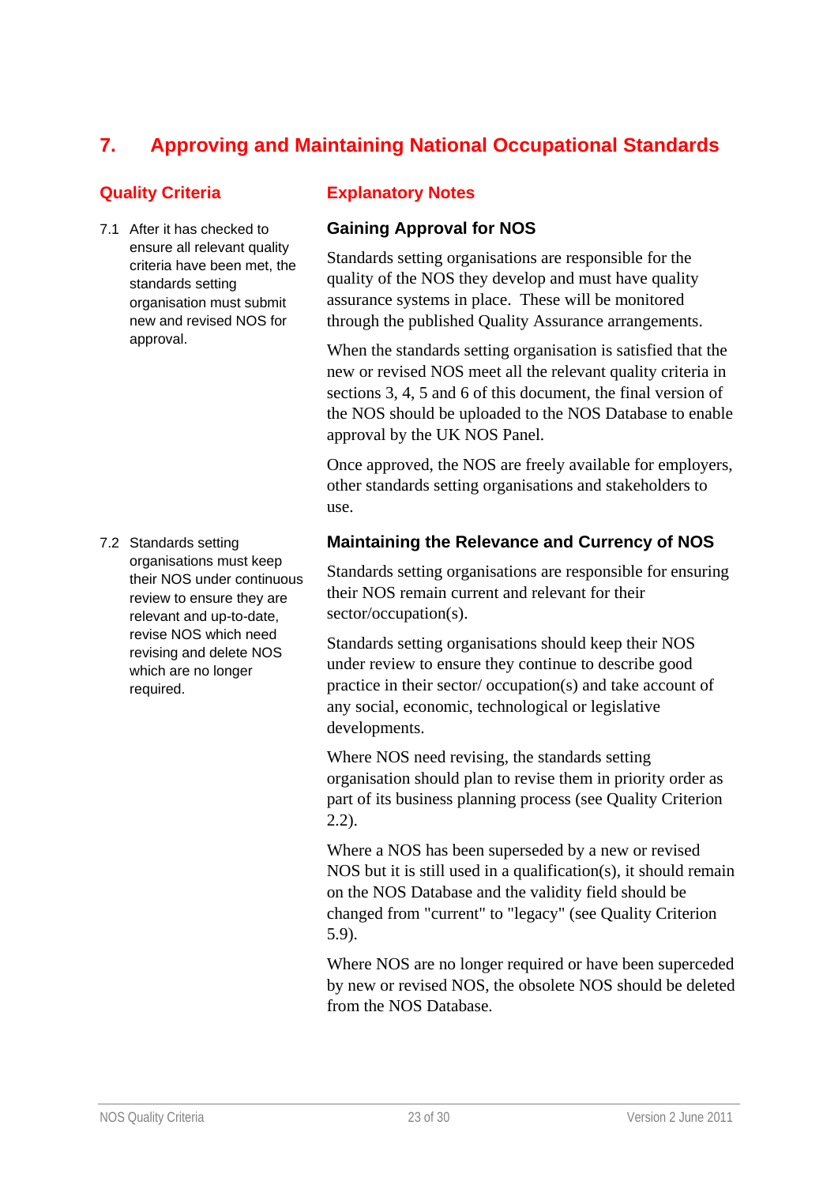# 7. Approving and Maintaining National Occupational Standards

| Quality Criteria | Explanatory Notes |
| --- | --- |
| 7.1 After it has checked to ensure all relevant quality criteria have been met, the standards setting organisation must submit new and revised NOS for approval. | **Gaining Approval for NOS**<br><br>Standards setting organisations are responsible for the quality of the NOS they develop and must have quality assurance systems in place. These will be monitored through the published Quality Assurance arrangements.<br><br>When the standards setting organisation is satisfied that the new or revised NOS meet all the relevant quality criteria in sections 3, 4, 5 and 6 of this document, the final version of the NOS should be uploaded to the NOS Database to enable approval by the UK NOS Panel.<br><br>Once approved, the NOS are freely available for employers, other standards setting organisations and stakeholders to use. |
| 7.2 Standards setting organisations must keep their NOS under continuous review to ensure they are relevant and up-to-date, revise NOS which need revising and delete NOS which are no longer required. | **Maintaining the Relevance and Currency of NOS**<br><br>Standards setting organisations are responsible for ensuring their NOS remain current and relevant for their sector/occupation(s).<br><br>Standards setting organisations should keep their NOS under review to ensure they continue to describe good practice in their sector/ occupation(s) and take account of any social, economic, technological or legislative developments.<br><br>Where NOS need revising, the standards setting organisation should plan to revise them in priority order as part of its business planning process (see Quality Criterion 2.2).<br><br>Where a NOS has been superseded by a new or revised NOS but it is still used in a qualification(s), it should remain on the NOS Database and the validity field should be changed from "current" to "legacy" (see Quality Criterion 5.9).<br><br>Where NOS are no longer required or have been superceded by new or revised NOS, the obsolete NOS should be deleted from the NOS Database. |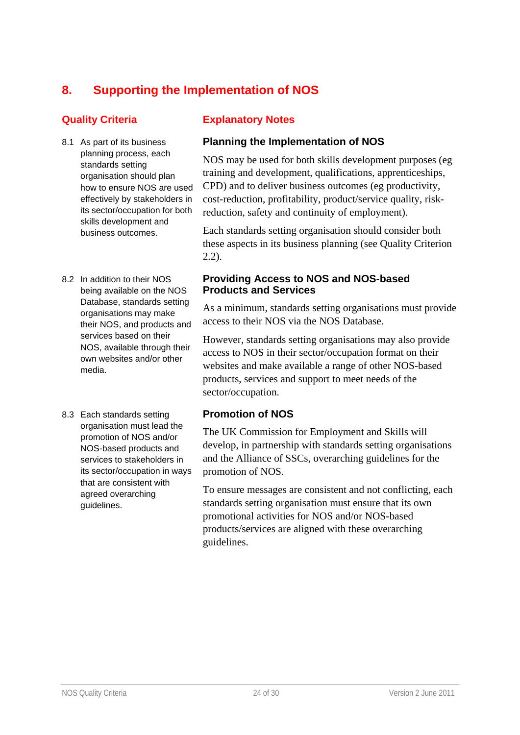# 8. Supporting the Implementation of NOS

## Quality Criteria

8.1 As part of its business planning process, each standards setting organisation should plan how to ensure NOS are used effectively by stakeholders in its sector/occupation for both skills development and business outcomes.

8.2 In addition to their NOS being available on the NOS Database, standards setting organisations may make their NOS, and products and services based on their NOS, available through their own websites and/or other media.

8.3 Each standards setting organisation must lead the promotion of NOS and/or NOS-based products and services to stakeholders in its sector/occupation in ways that are consistent with agreed overarching guidelines.

## Explanatory Notes

### Planning the Implementation of NOS

NOS may be used for both skills development purposes (eg training and development, qualifications, apprenticeships, CPD) and to deliver business outcomes (eg productivity, cost-reduction, profitability, product/service quality, risk-reduction, safety and continuity of employment).

Each standards setting organisation should consider both these aspects in its business planning (see Quality Criterion 2.2).

### Providing Access to NOS and NOS-based Products and Services

As a minimum, standards setting organisations must provide access to their NOS via the NOS Database.

However, standards setting organisations may also provide access to NOS in their sector/occupation format on their websites and make available a range of other NOS-based products, services and support to meet needs of the sector/occupation.

### Promotion of NOS

The UK Commission for Employment and Skills will develop, in partnership with standards setting organisations and the Alliance of SSCs, overarching guidelines for the promotion of NOS.

To ensure messages are consistent and not conflicting, each standards setting organisation must ensure that its own promotional activities for NOS and/or NOS-based products/services are aligned with these overarching guidelines.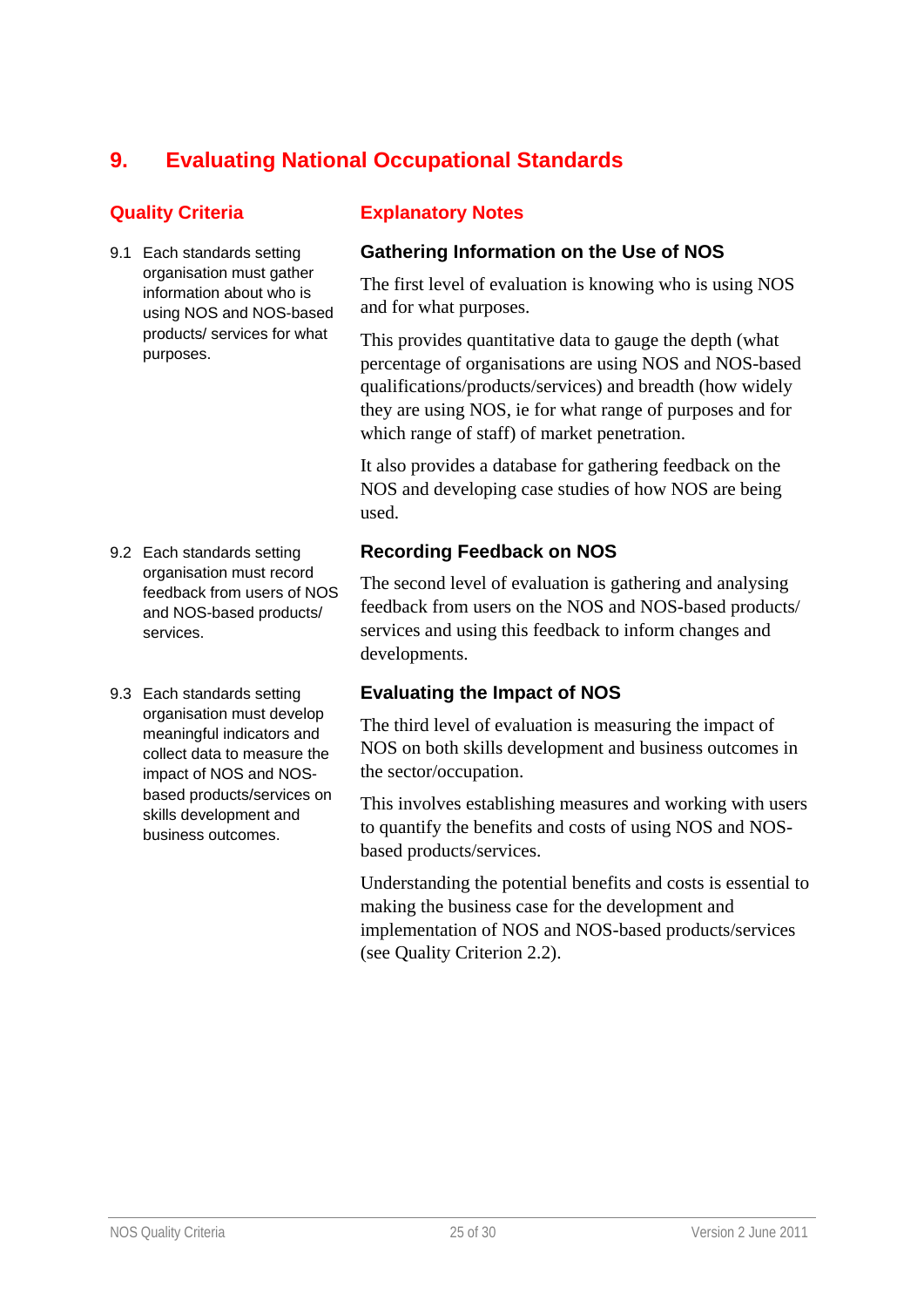## 9. Evaluating National Occupational Standards

| Quality Criteria | Explanatory Notes |
|---|---|
| 9.1 Each standards setting organisation must gather information about who is using NOS and NOS-based products/ services for what purposes. | **Gathering Information on the Use of NOS**<br><br>The first level of evaluation is knowing who is using NOS and for what purposes.<br><br>This provides quantitative data to gauge the depth (what percentage of organisations are using NOS and NOS-based qualifications/products/services) and breadth (how widely they are using NOS, ie for what range of purposes and for which range of staff) of market penetration.<br><br>It also provides a database for gathering feedback on the NOS and developing case studies of how NOS are being used. |
| 9.2 Each standards setting organisation must record feedback from users of NOS and NOS-based products/ services. | **Recording Feedback on NOS**<br><br>The second level of evaluation is gathering and analysing feedback from users on the NOS and NOS-based products/ services and using this feedback to inform changes and developments. |
| 9.3 Each standards setting organisation must develop meaningful indicators and collect data to measure the impact of NOS and NOS-based products/services on skills development and business outcomes. | **Evaluating the Impact of NOS**<br><br>The third level of evaluation is measuring the impact of NOS on both skills development and business outcomes in the sector/occupation.<br><br>This involves establishing measures and working with users to quantify the benefits and costs of using NOS and NOS-based products/services.<br><br>Understanding the potential benefits and costs is essential to making the business case for the development and implementation of NOS and NOS-based products/services (see Quality Criterion 2.2). |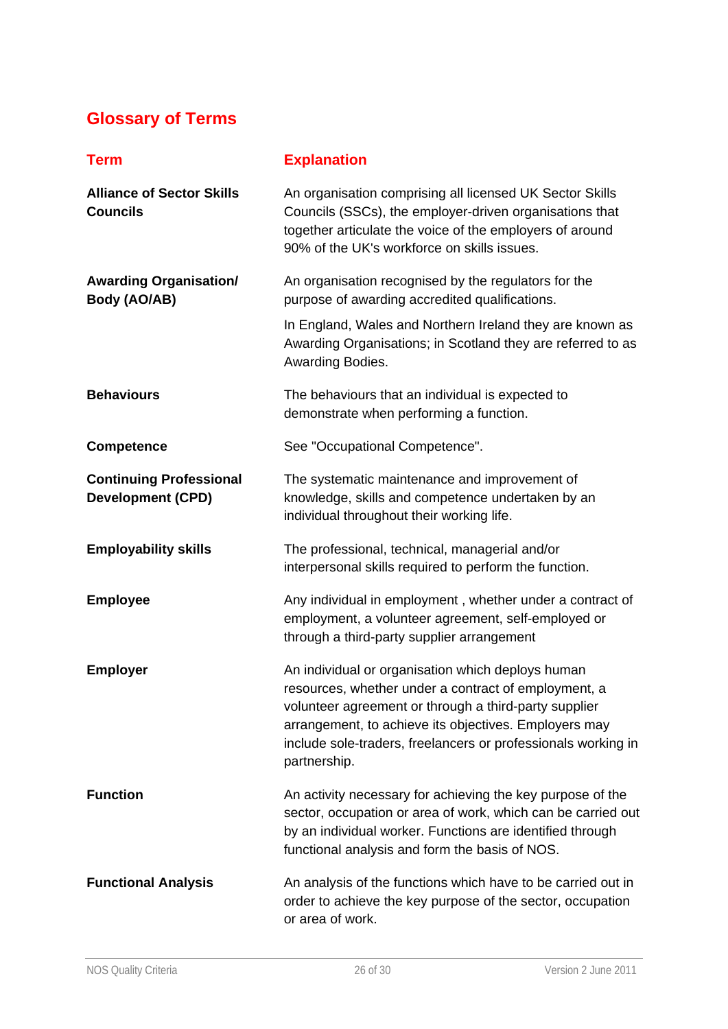## Glossary of Terms

| Term | Explanation |
|---|---|
| **Alliance of Sector Skills Councils** | An organisation comprising all licensed UK Sector Skills Councils (SSCs), the employer-driven organisations that together articulate the voice of the employers of around 90% of the UK's workforce on skills issues. |
| **Awarding Organisation/ Body (AO/AB)** | An organisation recognised by the regulators for the purpose of awarding accredited qualifications.<br><br>In England, Wales and Northern Ireland they are known as Awarding Organisations; in Scotland they are referred to as Awarding Bodies. |
| **Behaviours** | The behaviours that an individual is expected to demonstrate when performing a function. |
| **Competence** | See "Occupational Competence". |
| **Continuing Professional Development (CPD)** | The systematic maintenance and improvement of knowledge, skills and competence undertaken by an individual throughout their working life. |
| **Employability skills** | The professional, technical, managerial and/or interpersonal skills required to perform the function. |
| **Employee** | Any individual in employment , whether under a contract of employment, a volunteer agreement, self-employed or through a third-party supplier arrangement |
| **Employer** | An individual or organisation which deploys human resources, whether under a contract of employment, a volunteer agreement or through a third-party supplier arrangement, to achieve its objectives. Employers may include sole-traders, freelancers or professionals working in partnership. |
| **Function** | An activity necessary for achieving the key purpose of the sector, occupation or area of work, which can be carried out by an individual worker. Functions are identified through functional analysis and form the basis of NOS. |
| **Functional Analysis** | An analysis of the functions which have to be carried out in order to achieve the key purpose of the sector, occupation or area of work. |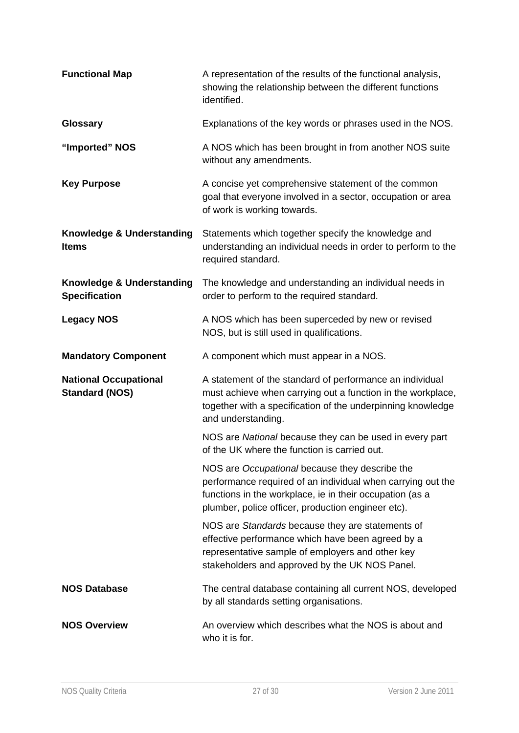| | |
|---|---|
| **Functional Map** | A representation of the results of the functional analysis, showing the relationship between the different functions identified. |
| **Glossary** | Explanations of the key words or phrases used in the NOS. |
| **"Imported" NOS** | A NOS which has been brought in from another NOS suite without any amendments. |
| **Key Purpose** | A concise yet comprehensive statement of the common goal that everyone involved in a sector, occupation or area of work is working towards. |
| **Knowledge & Understanding Items** | Statements which together specify the knowledge and understanding an individual needs in order to perform to the required standard. |
| **Knowledge & Understanding Specification** | The knowledge and understanding an individual needs in order to perform to the required standard. |
| **Legacy NOS** | A NOS which has been superceded by new or revised NOS, but is still used in qualifications. |
| **Mandatory Component** | A component which must appear in a NOS. |
| **National Occupational Standard (NOS)** | A statement of the standard of performance an individual must achieve when carrying out a function in the workplace, together with a specification of the underpinning knowledge and understanding.<br><br>NOS are *National* because they can be used in every part of the UK where the function is carried out.<br><br>NOS are *Occupational* because they describe the performance required of an individual when carrying out the functions in the workplace, ie in their occupation (as a plumber, police officer, production engineer etc).<br><br>NOS are *Standards* because they are statements of effective performance which have been agreed by a representative sample of employers and other key stakeholders and approved by the UK NOS Panel. |
| **NOS Database** | The central database containing all current NOS, developed by all standards setting organisations. |
| **NOS Overview** | An overview which describes what the NOS is about and who it is for. |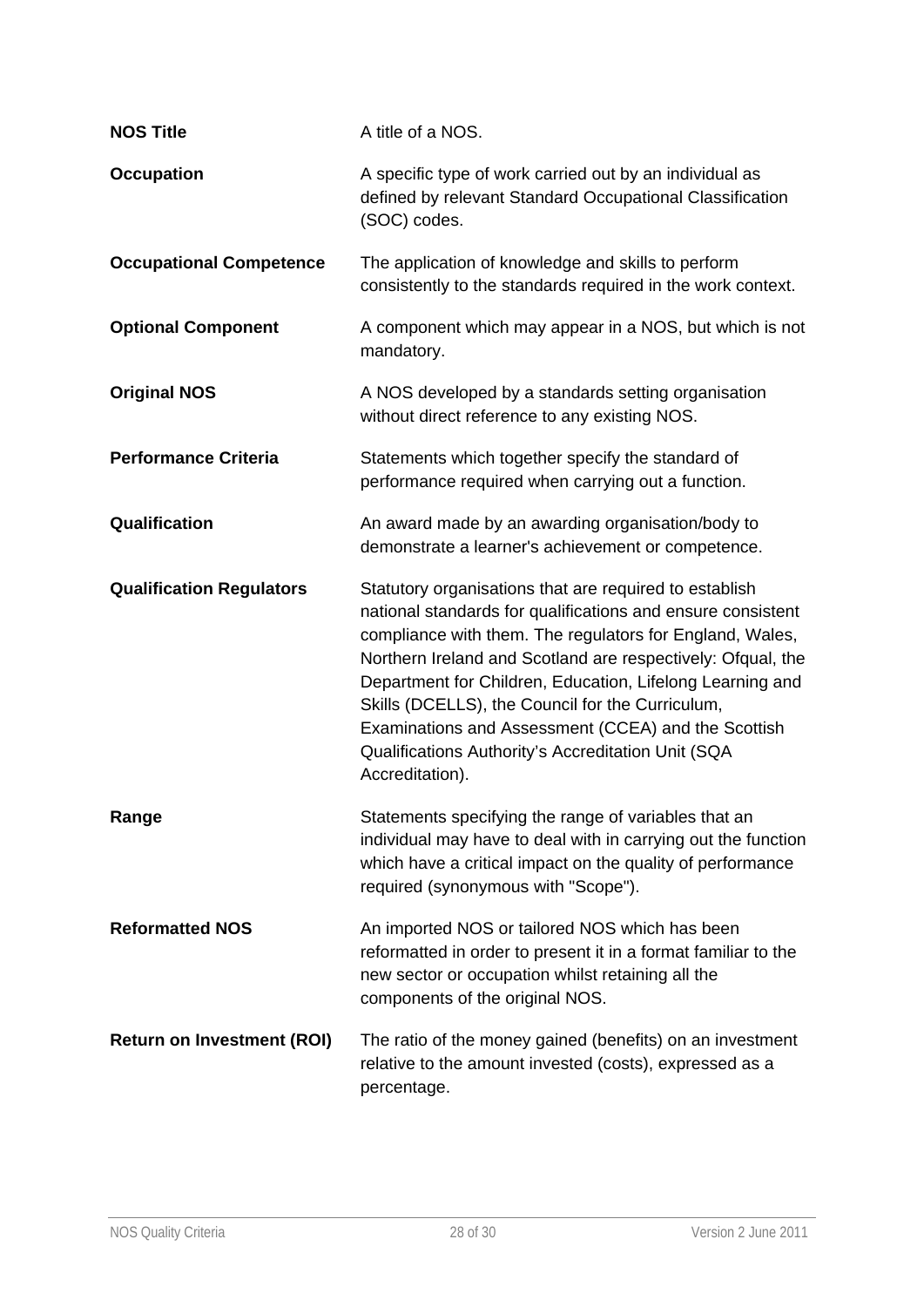| | |
|---|---|
| **NOS Title** | A title of a NOS. |
| **Occupation** | A specific type of work carried out by an individual as defined by relevant Standard Occupational Classification (SOC) codes. |
| **Occupational Competence** | The application of knowledge and skills to perform consistently to the standards required in the work context. |
| **Optional Component** | A component which may appear in a NOS, but which is not mandatory. |
| **Original NOS** | A NOS developed by a standards setting organisation without direct reference to any existing NOS. |
| **Performance Criteria** | Statements which together specify the standard of performance required when carrying out a function. |
| **Qualification** | An award made by an awarding organisation/body to demonstrate a learner's achievement or competence. |
| **Qualification Regulators** | Statutory organisations that are required to establish national standards for qualifications and ensure consistent compliance with them. The regulators for England, Wales, Northern Ireland and Scotland are respectively: Ofqual, the Department for Children, Education, Lifelong Learning and Skills (DCELLS), the Council for the Curriculum, Examinations and Assessment (CCEA) and the Scottish Qualifications Authority's Accreditation Unit (SQA Accreditation). |
| **Range** | Statements specifying the range of variables that an individual may have to deal with in carrying out the function which have a critical impact on the quality of performance required (synonymous with "Scope"). |
| **Reformatted NOS** | An imported NOS or tailored NOS which has been reformatted in order to present it in a format familiar to the new sector or occupation whilst retaining all the components of the original NOS. |
| **Return on Investment (ROI)** | The ratio of the money gained (benefits) on an investment relative to the amount invested (costs), expressed as a percentage. |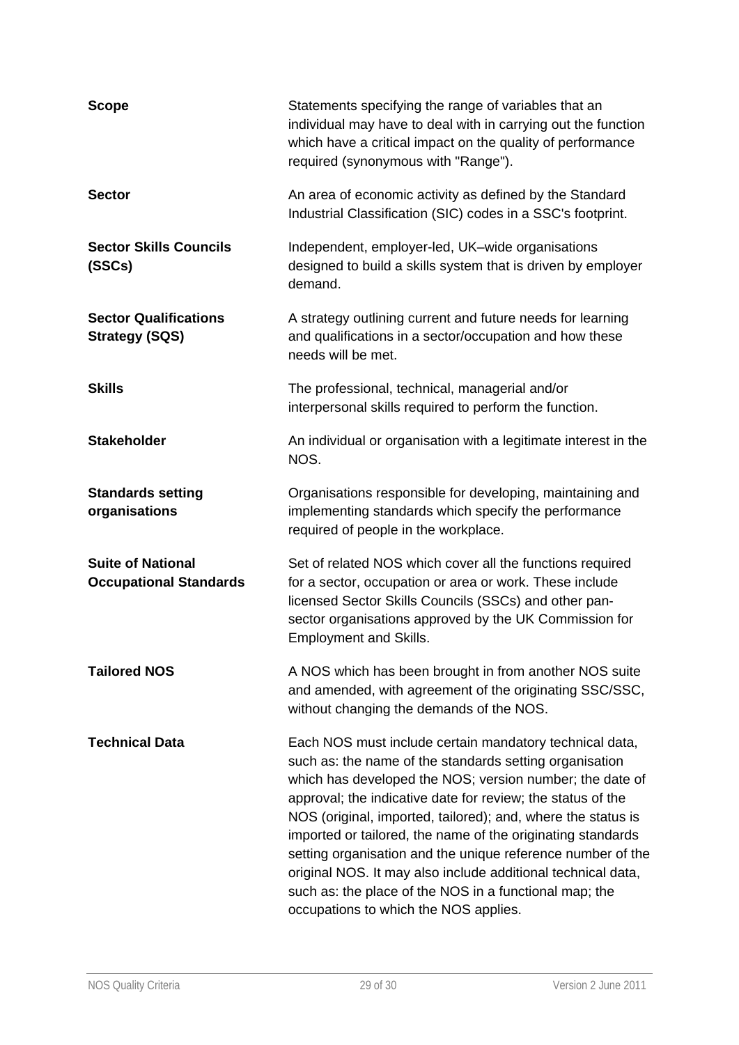| | |
|---|---|
| **Scope** | Statements specifying the range of variables that an individual may have to deal with in carrying out the function which have a critical impact on the quality of performance required (synonymous with "Range"). |
| **Sector** | An area of economic activity as defined by the Standard Industrial Classification (SIC) codes in a SSC's footprint. |
| **Sector Skills Councils (SSCs)** | Independent, employer-led, UK–wide organisations designed to build a skills system that is driven by employer demand. |
| **Sector Qualifications Strategy (SQS)** | A strategy outlining current and future needs for learning and qualifications in a sector/occupation and how these needs will be met. |
| **Skills** | The professional, technical, managerial and/or interpersonal skills required to perform the function. |
| **Stakeholder** | An individual or organisation with a legitimate interest in the NOS. |
| **Standards setting organisations** | Organisations responsible for developing, maintaining and implementing standards which specify the performance required of people in the workplace. |
| **Suite of National Occupational Standards** | Set of related NOS which cover all the functions required for a sector, occupation or area or work. These include licensed Sector Skills Councils (SSCs) and other pan-sector organisations approved by the UK Commission for Employment and Skills. |
| **Tailored NOS** | A NOS which has been brought in from another NOS suite and amended, with agreement of the originating SSC/SSC, without changing the demands of the NOS. |
| **Technical Data** | Each NOS must include certain mandatory technical data, such as: the name of the standards setting organisation which has developed the NOS; version number; the date of approval; the indicative date for review; the status of the NOS (original, imported, tailored); and, where the status is imported or tailored, the name of the originating standards setting organisation and the unique reference number of the original NOS. It may also include additional technical data, such as: the place of the NOS in a functional map; the occupations to which the NOS applies. |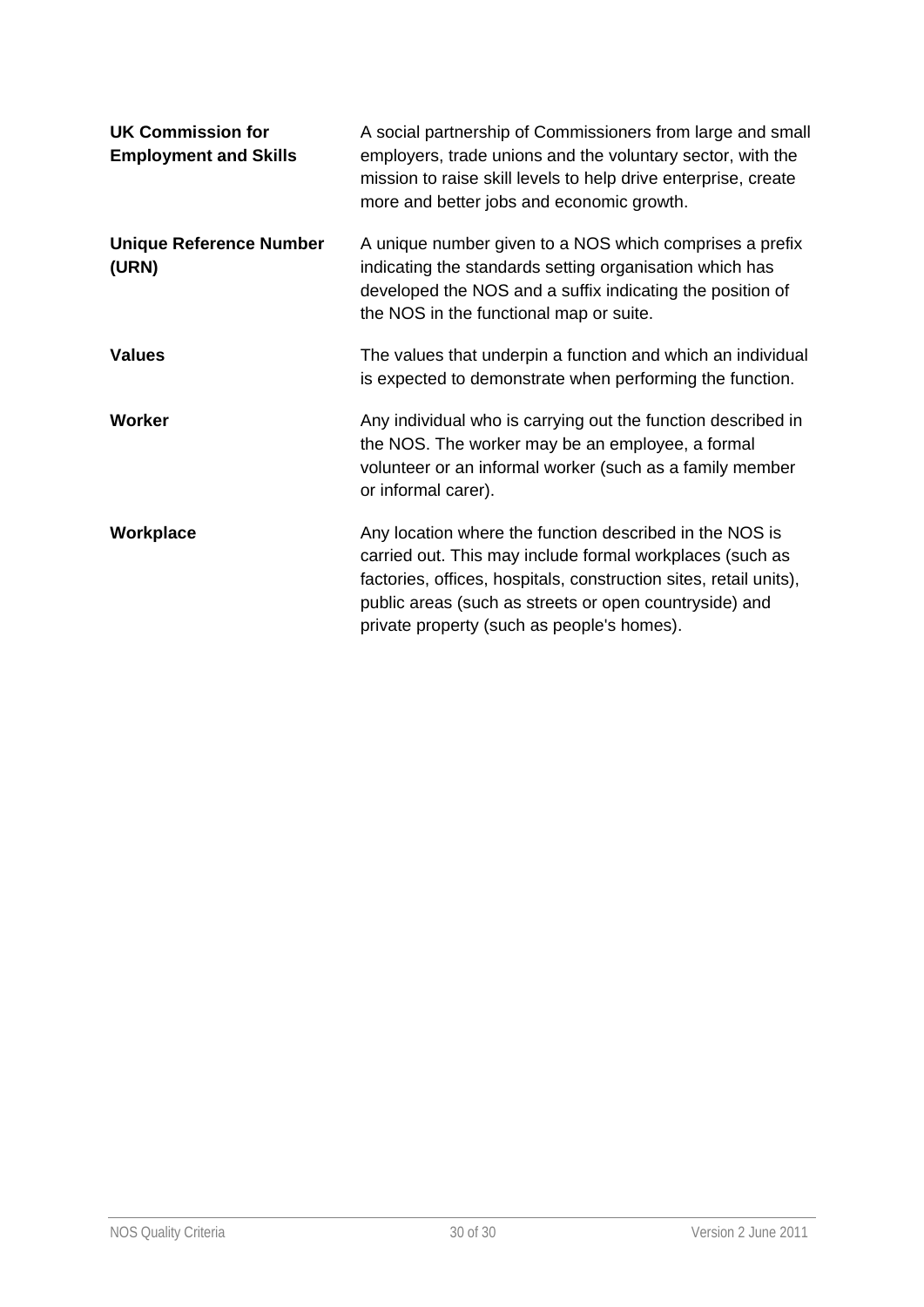| | |
|---|---|
| **UK Commission for Employment and Skills** | A social partnership of Commissioners from large and small employers, trade unions and the voluntary sector, with the mission to raise skill levels to help drive enterprise, create more and better jobs and economic growth. |
| **Unique Reference Number (URN)** | A unique number given to a NOS which comprises a prefix indicating the standards setting organisation which has developed the NOS and a suffix indicating the position of the NOS in the functional map or suite. |
| **Values** | The values that underpin a function and which an individual is expected to demonstrate when performing the function. |
| **Worker** | Any individual who is carrying out the function described in the NOS. The worker may be an employee, a formal volunteer or an informal worker (such as a family member or informal carer). |
| **Workplace** | Any location where the function described in the NOS is carried out. This may include formal workplaces (such as factories, offices, hospitals, construction sites, retail units), public areas (such as streets or open countryside) and private property (such as people's homes). |